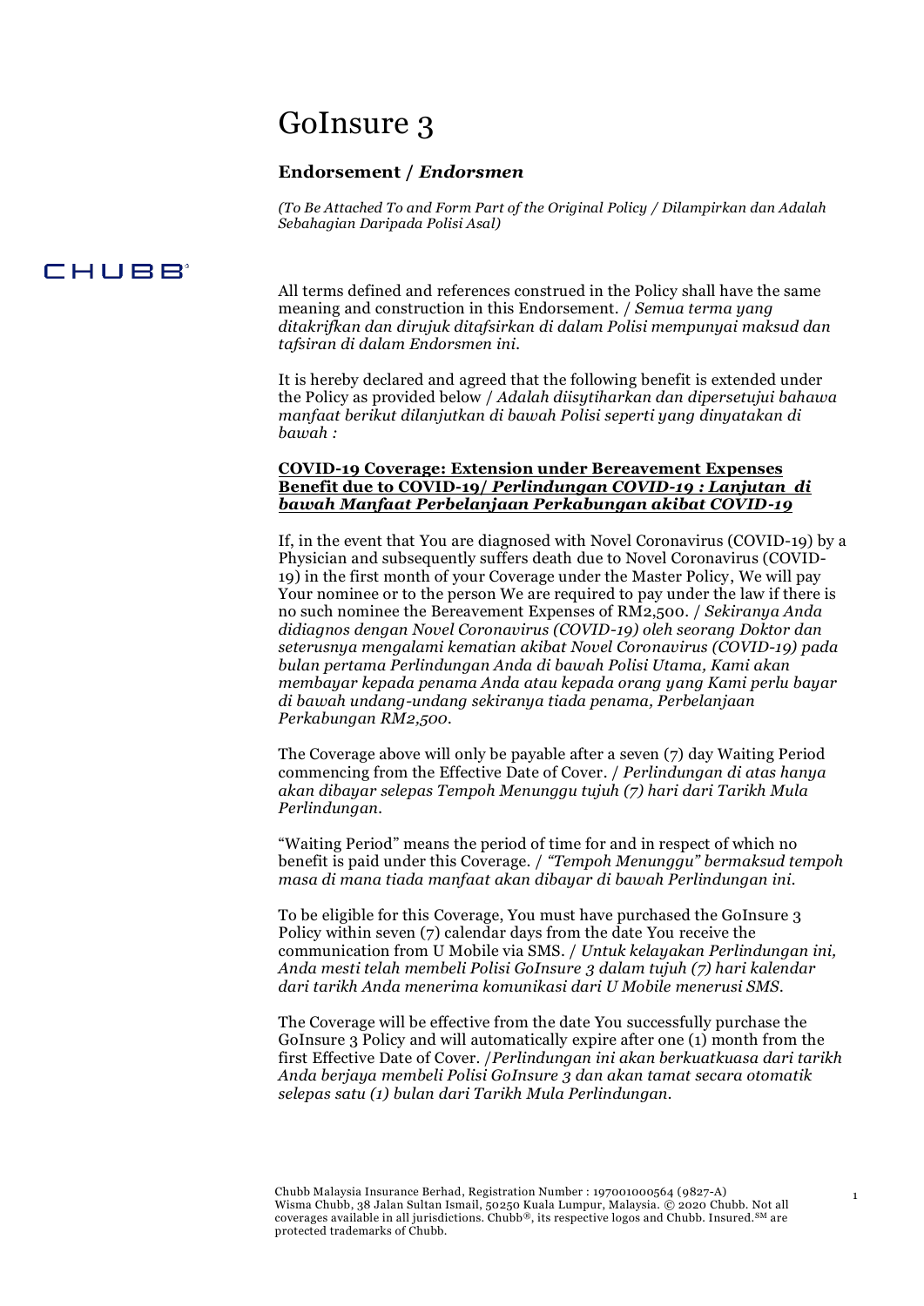# GoInsure 3

## Endorsement / *Endorsmen*

*(To Be Attached To and Form Part of the Original Policy / Dilampirkan dan Adalah Sebahagian Daripada Polisi Asal)*

All terms defined and references construed in the Policy shall have the same meaning and construction in this Endorsement. / *Semua terma yang ditakrifkan dan dirujuk ditafsirkan di dalam Polisi mempunyai maksud dan tafsiran di dalam Endorsmen ini.*

It is hereby declared and agreed that the following benefit is extended under the Policy as provided below / *Adalah diisytiharkan dan dipersetujui bahawa manfaat berikut dilanjutkan di bawah Polisi seperti yang dinyatakan di bawah :*

**COVID-19 Coverage: Extension under Bereavement Expenses Benefit due to COVID-19/ *Perlindungan COVID-19 : Lanjutan di bawah Manfaat Perbelanjaan Perkabungan akibat COVID-19***

If, in the event that You are diagnosed with Novel Coronavirus (COVID-19) by a Physician and subsequently suffers death due to Novel Coronavirus (COVID-19) in the first month of your Coverage under the Master Policy, We will pay Your nominee or to the person We are required to pay under the law if there is no such nominee the Bereavement Expenses of RM2,500. / *Sekiranya Anda didiagnos dengan Novel Coronavirus (COVID-19) oleh seorang Doktor dan seterusnya mengalami kematian akibat Novel Coronavirus (COVID-19) pada bulan pertama Perlindungan Anda di bawah Polisi Utama, Kami akan membayar kepada penama Anda atau kepada orang yang Kami perlu bayar di bawah undang-undang sekiranya tiada penama, Perbelanjaan Perkabungan RM2,500.*

The Coverage above will only be payable after a seven (7) day Waiting Period commencing from the Effective Date of Cover. / *Perlindungan di atas hanya akan dibayar selepas Tempoh Menunggu tujuh (7) hari dari Tarikh Mula Perlindungan.*

"Waiting Period" means the period of time for and in respect of which no benefit is paid under this Coverage. / *"Tempoh Menunggu" bermaksud tempoh masa di mana tiada manfaat akan dibayar di bawah Perlindungan ini.*

To be eligible for this Coverage, You must have purchased the GoInsure 3 Policy within seven (7) calendar days from the date You receive the communication from U Mobile via SMS. / *Untuk kelayakan Perlindungan ini, Anda mesti telah membeli Polisi GoInsure 3 dalam tujuh (7) hari kalendar dari tarikh Anda menerima komunikasi dari U Mobile menerusi SMS.*

The Coverage will be effective from the date You successfully purchase the GoInsure 3 Policy and will automatically expire after one (1) month from the first Effective Date of Cover. /*Perlindungan ini akan berkuatkuasa dari tarikh Anda berjaya membeli Polisi GoInsure 3 dan akan tamat secara otomatik selepas satu (1) bulan dari Tarikh Mula Perlindungan.*

Chubb Malaysia Insurance Berhad, Registration Number : 197001000564 (9827-A)
Wisma Chubb, 38 Jalan Sultan Ismail, 50250 Kuala Lumpur, Malaysia. © 2020 Chubb. Not all coverages available in all jurisdictions. Chubb®, its respective logos and Chubb. Insured.℠ are protected trademarks of Chubb.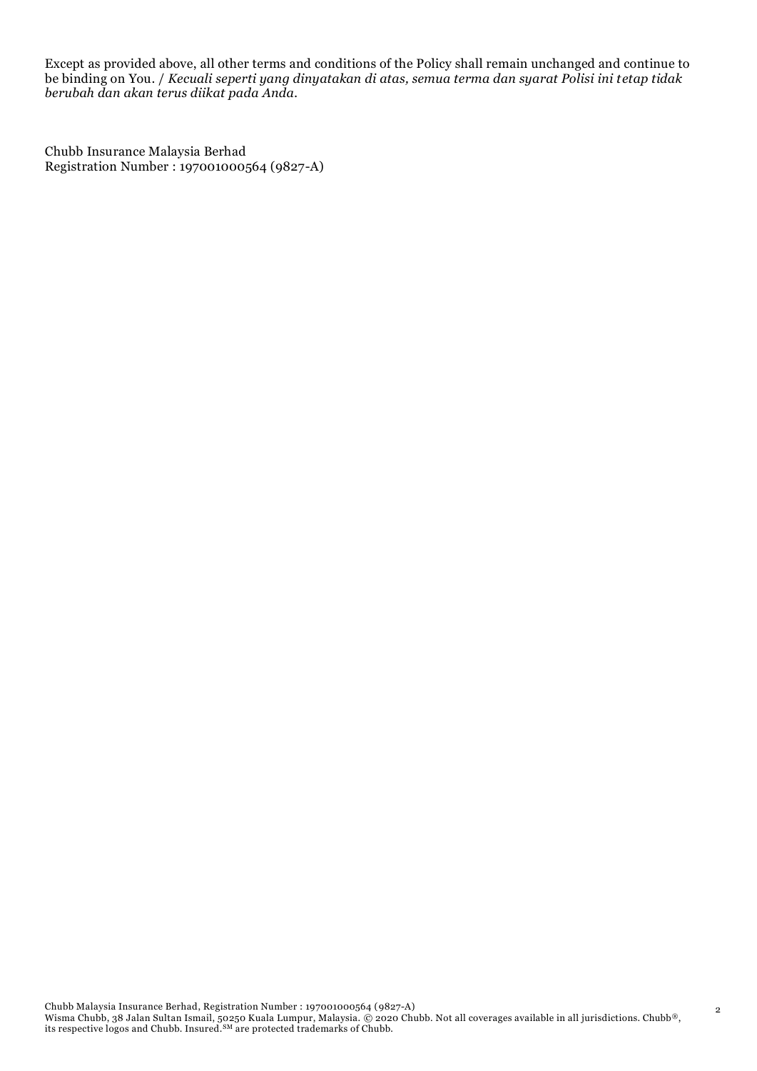Except as provided above, all other terms and conditions of the Policy shall remain unchanged and continue to be binding on You. / *Kecuali seperti yang dinyatakan di atas, semua terma dan syarat Polisi ini tetap tidak berubah dan akan terus diikat pada Anda.*

Chubb Insurance Malaysia Berhad
Registration Number : 197001000564 (9827-A)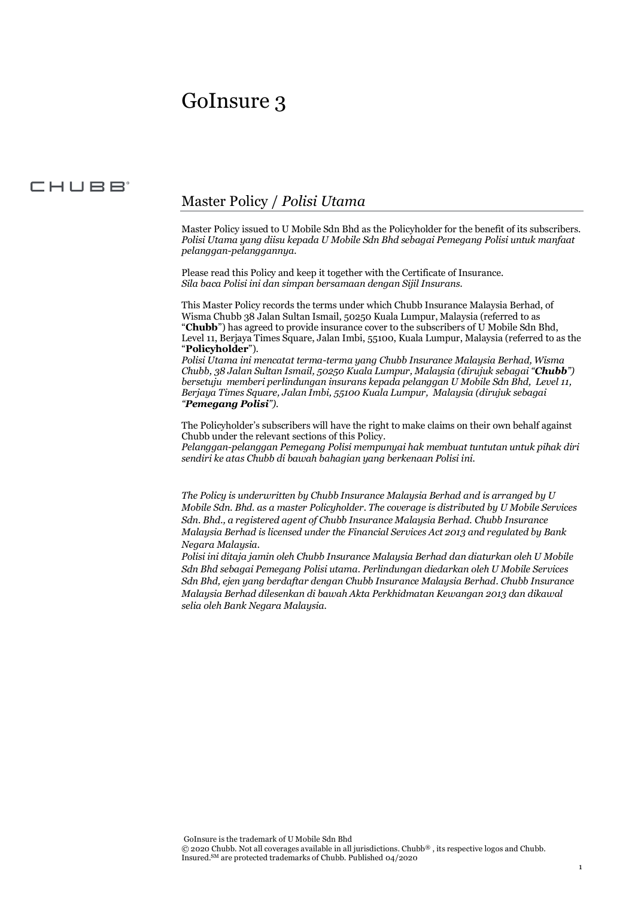# GoInsure 3

CHUBB®

## Master Policy / *Polisi Utama*

Master Policy issued to U Mobile Sdn Bhd as the Policyholder for the benefit of its subscribers.
*Polisi Utama yang diisu kepada U Mobile Sdn Bhd sebagai Pemegang Polisi untuk manfaat pelanggan-pelanggannya.*

Please read this Policy and keep it together with the Certificate of Insurance.
*Sila baca Polisi ini dan simpan bersamaan dengan Sijil Insurans.*

This Master Policy records the terms under which Chubb Insurance Malaysia Berhad, of Wisma Chubb 38 Jalan Sultan Ismail, 50250 Kuala Lumpur, Malaysia (referred to as "**Chubb**") has agreed to provide insurance cover to the subscribers of U Mobile Sdn Bhd, Level 11, Berjaya Times Square, Jalan Imbi, 55100, Kuala Lumpur, Malaysia (referred to as the "**Policyholder**").
*Polisi Utama ini mencatat terma-terma yang Chubb Insurance Malaysia Berhad, Wisma Chubb, 38 Jalan Sultan Ismail, 50250 Kuala Lumpur, Malaysia (dirujuk sebagai "**Chubb**") bersetuju memberi perlindungan insurans kepada pelanggan U Mobile Sdn Bhd, Level 11, Berjaya Times Square, Jalan Imbi, 55100 Kuala Lumpur, Malaysia (dirujuk sebagai "**Pemegang Polisi**").*

The Policyholder's subscribers will have the right to make claims on their own behalf against Chubb under the relevant sections of this Policy.
*Pelanggan-pelanggan Pemegang Polisi mempunyai hak membuat tuntutan untuk pihak diri sendiri ke atas Chubb di bawah bahagian yang berkenaan Polisi ini.*

*The Policy is underwritten by Chubb Insurance Malaysia Berhad and is arranged by U Mobile Sdn. Bhd. as a master Policyholder. The coverage is distributed by U Mobile Services Sdn. Bhd., a registered agent of Chubb Insurance Malaysia Berhad. Chubb Insurance Malaysia Berhad is licensed under the Financial Services Act 2013 and regulated by Bank Negara Malaysia.*
*Polisi ini ditaja jamin oleh Chubb Insurance Malaysia Berhad dan diaturkan oleh U Mobile Sdn Bhd sebagai Pemegang Polisi utama. Perlindungan diedarkan oleh U Mobile Services Sdn Bhd, ejen yang berdaftar dengan Chubb Insurance Malaysia Berhad. Chubb Insurance Malaysia Berhad dilesenkan di bawah Akta Perkhidmatan Kewangan 2013 dan dikawal selia oleh Bank Negara Malaysia.*

GoInsure is the trademark of U Mobile Sdn Bhd
© 2020 Chubb. Not all coverages available in all jurisdictions. Chubb® , its respective logos and Chubb. Insured.SM are protected trademarks of Chubb. Published 04/2020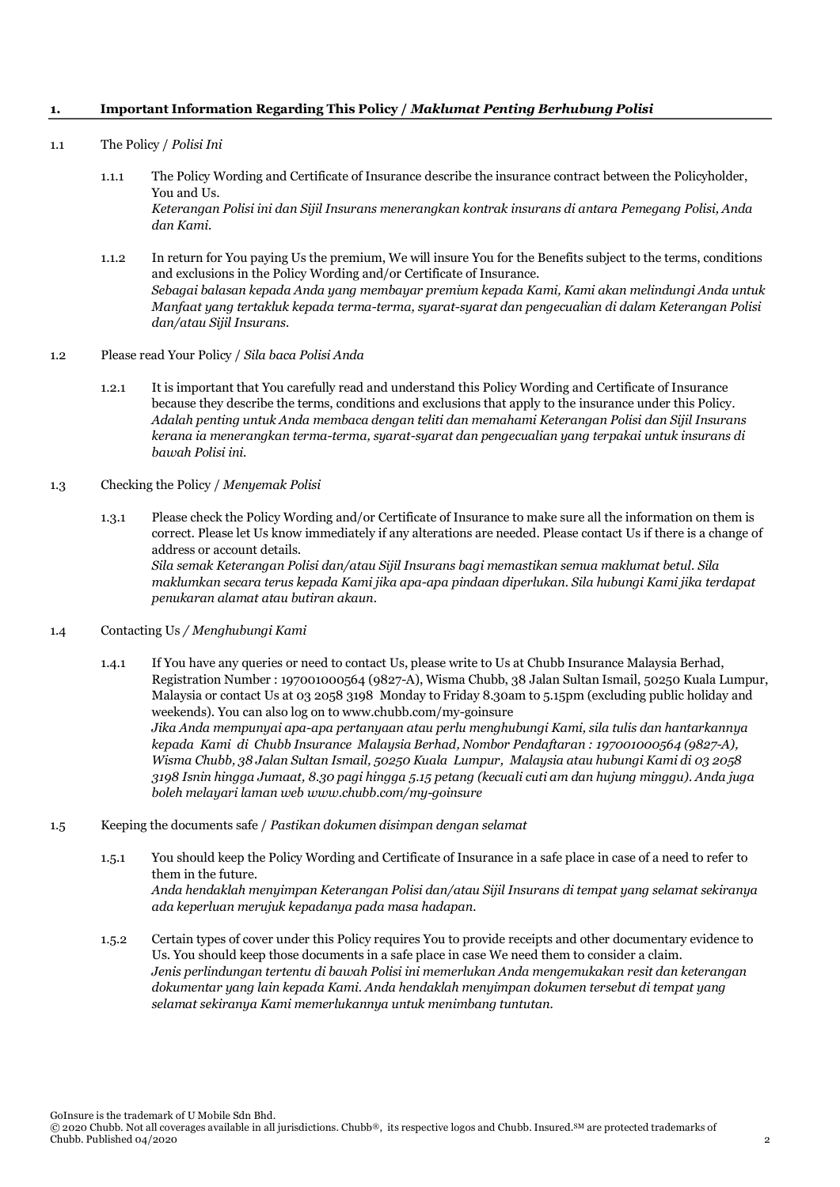## 1. Important Information Regarding This Policy / *Maklumat Penting Berhubung Polisi*

### 1.1 The Policy / *Polisi Ini*

1.1.1 The Policy Wording and Certificate of Insurance describe the insurance contract between the Policyholder, You and Us.
*Keterangan Polisi ini dan Sijil Insurans menerangkan kontrak insurans di antara Pemegang Polisi, Anda dan Kami.*

1.1.2 In return for You paying Us the premium, We will insure You for the Benefits subject to the terms, conditions and exclusions in the Policy Wording and/or Certificate of Insurance.
*Sebagai balasan kepada Anda yang membayar premium kepada Kami, Kami akan melindungi Anda untuk Manfaat yang tertakluk kepada terma-terma, syarat-syarat dan pengecualian di dalam Keterangan Polisi dan/atau Sijil Insurans.*

### 1.2 Please read Your Policy / *Sila baca Polisi Anda*

1.2.1 It is important that You carefully read and understand this Policy Wording and Certificate of Insurance because they describe the terms, conditions and exclusions that apply to the insurance under this Policy.
*Adalah penting untuk Anda membaca dengan teliti dan memahami Keterangan Polisi dan Sijil Insurans kerana ia menerangkan terma-terma, syarat-syarat dan pengecualian yang terpakai untuk insurans di bawah Polisi ini.*

### 1.3 Checking the Policy / *Menyemak Polisi*

1.3.1 Please check the Policy Wording and/or Certificate of Insurance to make sure all the information on them is correct. Please let Us know immediately if any alterations are needed. Please contact Us if there is a change of address or account details.
*Sila semak Keterangan Polisi dan/atau Sijil Insurans bagi memastikan semua maklumat betul. Sila maklumkan secara terus kepada Kami jika apa-apa pindaan diperlukan. Sila hubungi Kami jika terdapat penukaran alamat atau butiran akaun.*

### 1.4 Contacting Us / *Menghubungi Kami*

1.4.1 If You have any queries or need to contact Us, please write to Us at Chubb Insurance Malaysia Berhad, Registration Number : 197001000564 (9827-A), Wisma Chubb, 38 Jalan Sultan Ismail, 50250 Kuala Lumpur, Malaysia or contact Us at 03 2058 3198 Monday to Friday 8.30am to 5.15pm (excluding public holiday and weekends). You can also log on to www.chubb.com/my-goinsure
*Jika Anda mempunyai apa-apa pertanyaan atau perlu menghubungi Kami, sila tulis dan hantarkannya kepada Kami di Chubb Insurance Malaysia Berhad, Nombor Pendaftaran : 197001000564 (9827-A), Wisma Chubb, 38 Jalan Sultan Ismail, 50250 Kuala Lumpur, Malaysia atau hubungi Kami di 03 2058 3198 Isnin hingga Jumaat, 8.30 pagi hingga 5.15 petang (kecuali cuti am dan hujung minggu). Anda juga boleh melayari laman web www.chubb.com/my-goinsure*

### 1.5 Keeping the documents safe / *Pastikan dokumen disimpan dengan selamat*

1.5.1 You should keep the Policy Wording and Certificate of Insurance in a safe place in case of a need to refer to them in the future.
*Anda hendaklah menyimpan Keterangan Polisi dan/atau Sijil Insurans di tempat yang selamat sekiranya ada keperluan merujuk kepadanya pada masa hadapan.*

1.5.2 Certain types of cover under this Policy requires You to provide receipts and other documentary evidence to Us. You should keep those documents in a safe place in case We need them to consider a claim.
*Jenis perlindungan tertentu di bawah Polisi ini memerlukan Anda mengemukakan resit dan keterangan dokumentar yang lain kepada Kami. Anda hendaklah menyimpan dokumen tersebut di tempat yang selamat sekiranya Kami memerlukannya untuk menimbang tuntutan.*

GoInsure is the trademark of U Mobile Sdn Bhd.
© 2020 Chubb. Not all coverages available in all jurisdictions. Chubb®, its respective logos and Chubb. Insured.SM are protected trademarks of Chubb. Published 04/2020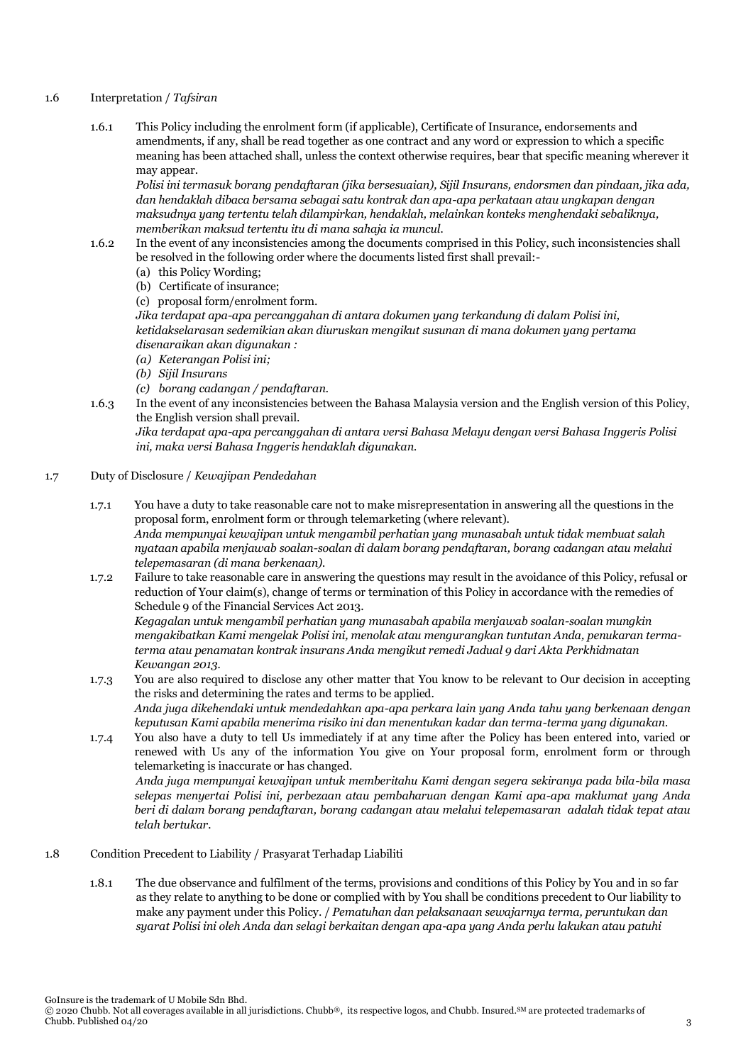1.6 Interpretation / *Tafsiran*

1.6.1 This Policy including the enrolment form (if applicable), Certificate of Insurance, endorsements and amendments, if any, shall be read together as one contract and any word or expression to which a specific meaning has been attached shall, unless the context otherwise requires, bear that specific meaning wherever it may appear.
*Polisi ini termasuk borang pendaftaran (jika bersesuaian), Sijil Insurans, endorsmen dan pindaan, jika ada, dan hendaklah dibaca bersama sebagai satu kontrak dan apa-apa perkataan atau ungkapan dengan maksudnya yang tertentu telah dilampirkan, hendaklah, melainkan konteks menghendaki sebaliknya, memberikan maksud tertentu itu di mana sahaja ia muncul.*

1.6.2 In the event of any inconsistencies among the documents comprised in this Policy, such inconsistencies shall be resolved in the following order where the documents listed first shall prevail:-
(a) this Policy Wording;
(b) Certificate of insurance;
(c) proposal form/enrolment form.
*Jika terdapat apa-apa percanggahan di antara dokumen yang terkandung di dalam Polisi ini, ketidakselarasan sedemikian akan diuruskan mengikut susunan di mana dokumen yang pertama disenaraikan akan digunakan :*
*(a) Keterangan Polisi ini;*
*(b) Sijil Insurans*
*(c) borang cadangan / pendaftaran.*

1.6.3 In the event of any inconsistencies between the Bahasa Malaysia version and the English version of this Policy, the English version shall prevail.
*Jika terdapat apa-apa percanggahan di antara versi Bahasa Melayu dengan versi Bahasa Inggeris Polisi ini, maka versi Bahasa Inggeris hendaklah digunakan.*

1.7 Duty of Disclosure / *Kewajipan Pendedahan*

1.7.1 You have a duty to take reasonable care not to make misrepresentation in answering all the questions in the proposal form, enrolment form or through telemarketing (where relevant).
*Anda mempunyai kewajipan untuk mengambil perhatian yang munasabah untuk tidak membuat salah nyataan apabila menjawab soalan-soalan di dalam borang pendaftaran, borang cadangan atau melalui telepemasaran (di mana berkenaan).*

1.7.2 Failure to take reasonable care in answering the questions may result in the avoidance of this Policy, refusal or reduction of Your claim(s), change of terms or termination of this Policy in accordance with the remedies of Schedule 9 of the Financial Services Act 2013.
*Kegagalan untuk mengambil perhatian yang munasabah apabila menjawab soalan-soalan mungkin mengakibatkan Kami mengelak Polisi ini, menolak atau mengurangkan tuntutan Anda, penukaran terma-terma atau penamatan kontrak insurans Anda mengikut remedi Jadual 9 dari Akta Perkhidmatan Kewangan 2013.*

1.7.3 You are also required to disclose any other matter that You know to be relevant to Our decision in accepting the risks and determining the rates and terms to be applied.
*Anda juga dikehendaki untuk mendedahkan apa-apa perkara lain yang Anda tahu yang berkenaan dengan keputusan Kami apabila menerima risiko ini dan menentukan kadar dan terma-terma yang digunakan.*

1.7.4 You also have a duty to tell Us immediately if at any time after the Policy has been entered into, varied or renewed with Us any of the information You give on Your proposal form, enrolment form or through telemarketing is inaccurate or has changed.
*Anda juga mempunyai kewajipan untuk memberitahu Kami dengan segera sekiranya pada bila-bila masa selepas menyertai Polisi ini, perbezaan atau pembaharuan dengan Kami apa-apa maklumat yang Anda beri di dalam borang pendaftaran, borang cadangan atau melalui telepemasaran adalah tidak tepat atau telah bertukar.*

1.8 Condition Precedent to Liability / Prasyarat Terhadap Liabiliti

1.8.1 The due observance and fulfilment of the terms, provisions and conditions of this Policy by You and in so far as they relate to anything to be done or complied with by You shall be conditions precedent to Our liability to make any payment under this Policy. / *Pematuhan dan pelaksanaan sewajarnya terma, peruntukan dan syarat Polisi ini oleh Anda dan selagi berkaitan dengan apa-apa yang Anda perlu lakukan atau patuhi*

GoInsure is the trademark of U Mobile Sdn Bhd.
© 2020 Chubb. Not all coverages available in all jurisdictions. Chubb®, its respective logos, and Chubb. Insured.SM are protected trademarks of Chubb. Published 04/20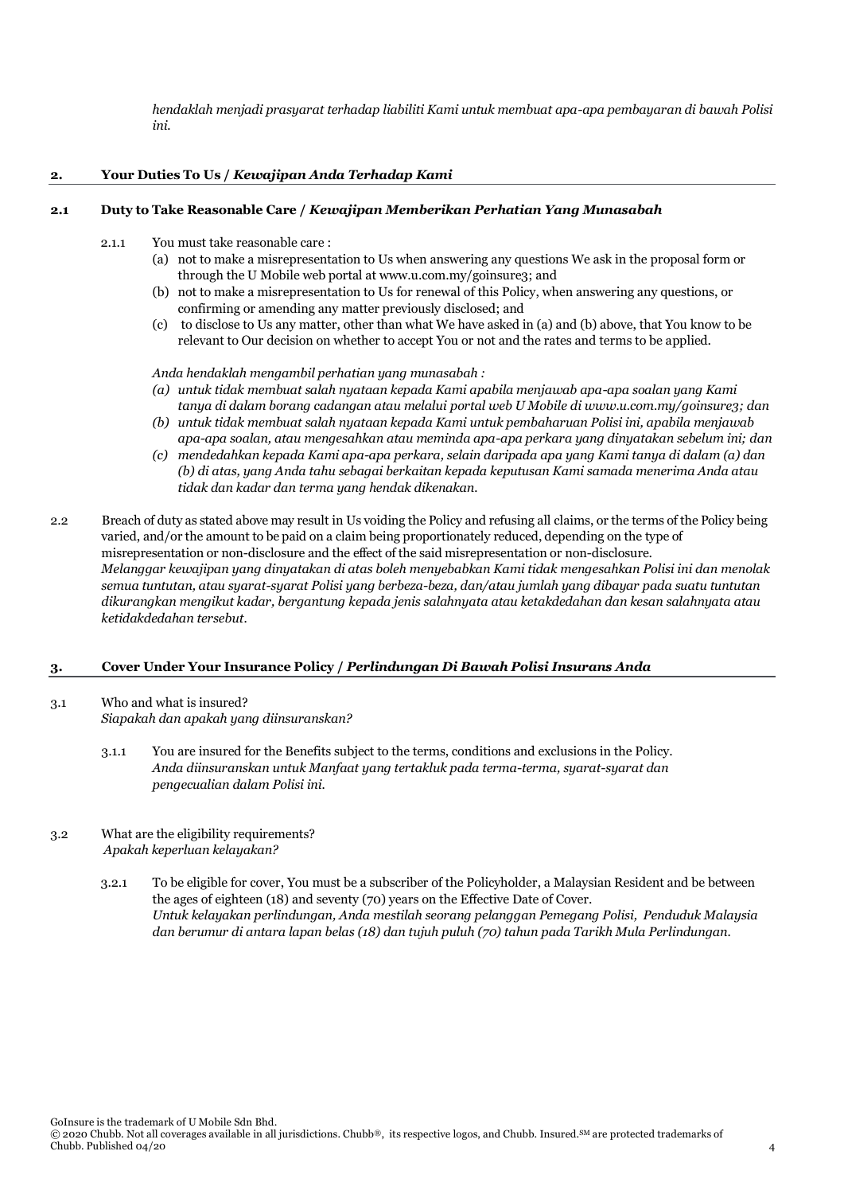*hendaklah menjadi prasyarat terhadap liabiliti Kami untuk membuat apa-apa pembayaran di bawah Polisi ini.*

## 2. Your Duties To Us / *Kewajipan Anda Terhadap Kami*

### 2.1 Duty to Take Reasonable Care / *Kewajipan Memberikan Perhatian Yang Munasabah*

2.1.1 You must take reasonable care :

(a) not to make a misrepresentation to Us when answering any questions We ask in the proposal form or through the U Mobile web portal at www.u.com.my/goinsure3; and

(b) not to make a misrepresentation to Us for renewal of this Policy, when answering any questions, or confirming or amending any matter previously disclosed; and

(c) to disclose to Us any matter, other than what We have asked in (a) and (b) above, that You know to be relevant to Our decision on whether to accept You or not and the rates and terms to be applied.

*Anda hendaklah mengambil perhatian yang munasabah :*

*(a) untuk tidak membuat salah nyataan kepada Kami apabila menjawab apa-apa soalan yang Kami tanya di dalam borang cadangan atau melalui portal web U Mobile di www.u.com.my/goinsure3; dan*

*(b) untuk tidak membuat salah nyataan kepada Kami untuk pembaharuan Polisi ini, apabila menjawab apa-apa soalan, atau mengesahkan atau meminda apa-apa perkara yang dinyatakan sebelum ini; dan*

*(c) mendedahkan kepada Kami apa-apa perkara, selain daripada apa yang Kami tanya di dalam (a) dan (b) di atas, yang Anda tahu sebagai berkaitan kepada keputusan Kami samada menerima Anda atau tidak dan kadar dan terma yang hendak dikenakan.*

2.2 Breach of duty as stated above may result in Us voiding the Policy and refusing all claims, or the terms of the Policy being varied, and/or the amount to be paid on a claim being proportionately reduced, depending on the type of misrepresentation or non-disclosure and the effect of the said misrepresentation or non-disclosure.
*Melanggar kewajipan yang dinyatakan di atas boleh menyebabkan Kami tidak mengesahkan Polisi ini dan menolak semua tuntutan, atau syarat-syarat Polisi yang berbeza-beza, dan/atau jumlah yang dibayar pada suatu tuntutan dikurangkan mengikut kadar, bergantung kepada jenis salahnyata atau ketakdedahan dan kesan salahnyata atau ketidakdedahan tersebut.*

## 3. Cover Under Your Insurance Policy / *Perlindungan Di Bawah Polisi Insurans Anda*

3.1 Who and what is insured?
*Siapakah dan apakah yang diinsuranskan?*

3.1.1 You are insured for the Benefits subject to the terms, conditions and exclusions in the Policy.
*Anda diinsuranskan untuk Manfaat yang tertakluk pada terma-terma, syarat-syarat dan pengecualian dalam Polisi ini.*

3.2 What are the eligibility requirements?
*Apakah keperluan kelayakan?*

3.2.1 To be eligible for cover, You must be a subscriber of the Policyholder, a Malaysian Resident and be between the ages of eighteen (18) and seventy (70) years on the Effective Date of Cover.
*Untuk kelayakan perlindungan, Anda mestilah seorang pelanggan Pemegang Polisi, Penduduk Malaysia dan berumur di antara lapan belas (18) dan tujuh puluh (70) tahun pada Tarikh Mula Perlindungan.*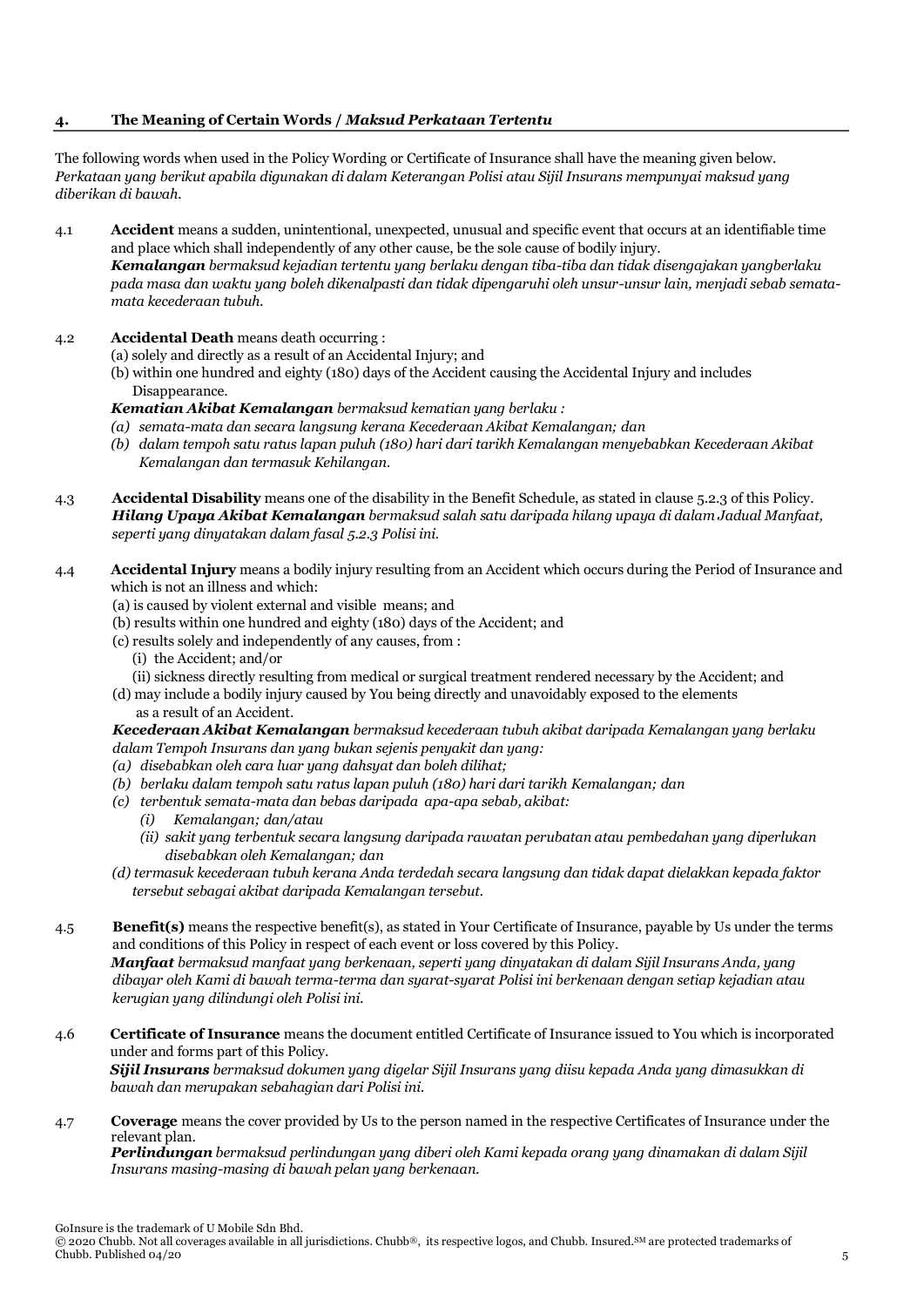## 4. The Meaning of Certain Words / *Maksud Perkataan Tertentu*

The following words when used in the Policy Wording or Certificate of Insurance shall have the meaning given below.
*Perkataan yang berikut apabila digunakan di dalam Keterangan Polisi atau Sijil Insurans mempunyai maksud yang diberikan di bawah.*

4.1 **Accident** means a sudden, unintentional, unexpected, unusual and specific event that occurs at an identifiable time and place which shall independently of any other cause, be the sole cause of bodily injury.
***Kemalangan*** *bermaksud kejadian tertentu yang berlaku dengan tiba-tiba dan tidak disengajakan yangberlaku pada masa dan waktu yang boleh dikenalpasti dan tidak dipengaruhi oleh unsur-unsur lain, menjadi sebab semata-mata kecederaan tubuh.*

4.2 **Accidental Death** means death occurring :
(a) solely and directly as a result of an Accidental Injury; and
(b) within one hundred and eighty (180) days of the Accident causing the Accidental Injury and includes Disappearance.
***Kematian Akibat Kemalangan*** *bermaksud kematian yang berlaku :*
*(a) semata-mata dan secara langsung kerana Kecederaan Akibat Kemalangan; dan*
*(b) dalam tempoh satu ratus lapan puluh (180) hari dari tarikh Kemalangan menyebabkan Kecederaan Akibat Kemalangan dan termasuk Kehilangan.*

4.3 **Accidental Disability** means one of the disability in the Benefit Schedule, as stated in clause 5.2.3 of this Policy.
***Hilang Upaya Akibat Kemalangan*** *bermaksud salah satu daripada hilang upaya di dalam Jadual Manfaat, seperti yang dinyatakan dalam fasal 5.2.3 Polisi ini.*

4.4 **Accidental Injury** means a bodily injury resulting from an Accident which occurs during the Period of Insurance and which is not an illness and which:
(a) is caused by violent external and visible means; and
(b) results within one hundred and eighty (180) days of the Accident; and
(c) results solely and independently of any causes, from :
(i) the Accident; and/or
(ii) sickness directly resulting from medical or surgical treatment rendered necessary by the Accident; and
(d) may include a bodily injury caused by You being directly and unavoidably exposed to the elements as a result of an Accident.
***Kecederaan Akibat Kemalangan*** *bermaksud kecederaan tubuh akibat daripada Kemalangan yang berlaku dalam Tempoh Insurans dan yang bukan sejenis penyakit dan yang:*
*(a) disebabkan oleh cara luar yang dahsyat dan boleh dilihat;*
*(b) berlaku dalam tempoh satu ratus lapan puluh (180) hari dari tarikh Kemalangan; dan*
*(c) terbentuk semata-mata dan bebas daripada apa-apa sebab, akibat:*
*(i) Kemalangan; dan/atau*
*(ii) sakit yang terbentuk secara langsung daripada rawatan perubatan atau pembedahan yang diperlukan disebabkan oleh Kemalangan; dan*
*(d) termasuk kecederaan tubuh kerana Anda terdedah secara langsung dan tidak dapat dielakkan kepada faktor tersebut sebagai akibat daripada Kemalangan tersebut.*

4.5 **Benefit(s)** means the respective benefit(s), as stated in Your Certificate of Insurance, payable by Us under the terms and conditions of this Policy in respect of each event or loss covered by this Policy.
***Manfaat*** *bermaksud manfaat yang berkenaan, seperti yang dinyatakan di dalam Sijil Insurans Anda, yang dibayar oleh Kami di bawah terma-terma dan syarat-syarat Polisi ini berkenaan dengan setiap kejadian atau kerugian yang dilindungi oleh Polisi ini.*

4.6 **Certificate of Insurance** means the document entitled Certificate of Insurance issued to You which is incorporated under and forms part of this Policy.
***Sijil Insurans*** *bermaksud dokumen yang digelar Sijil Insurans yang diisu kepada Anda yang dimasukkan di bawah dan merupakan sebahagian dari Polisi ini.*

4.7 **Coverage** means the cover provided by Us to the person named in the respective Certificates of Insurance under the relevant plan.
***Perlindungan*** *bermaksud perlindungan yang diberi oleh Kami kepada orang yang dinamakan di dalam Sijil Insurans masing-masing di bawah pelan yang berkenaan.*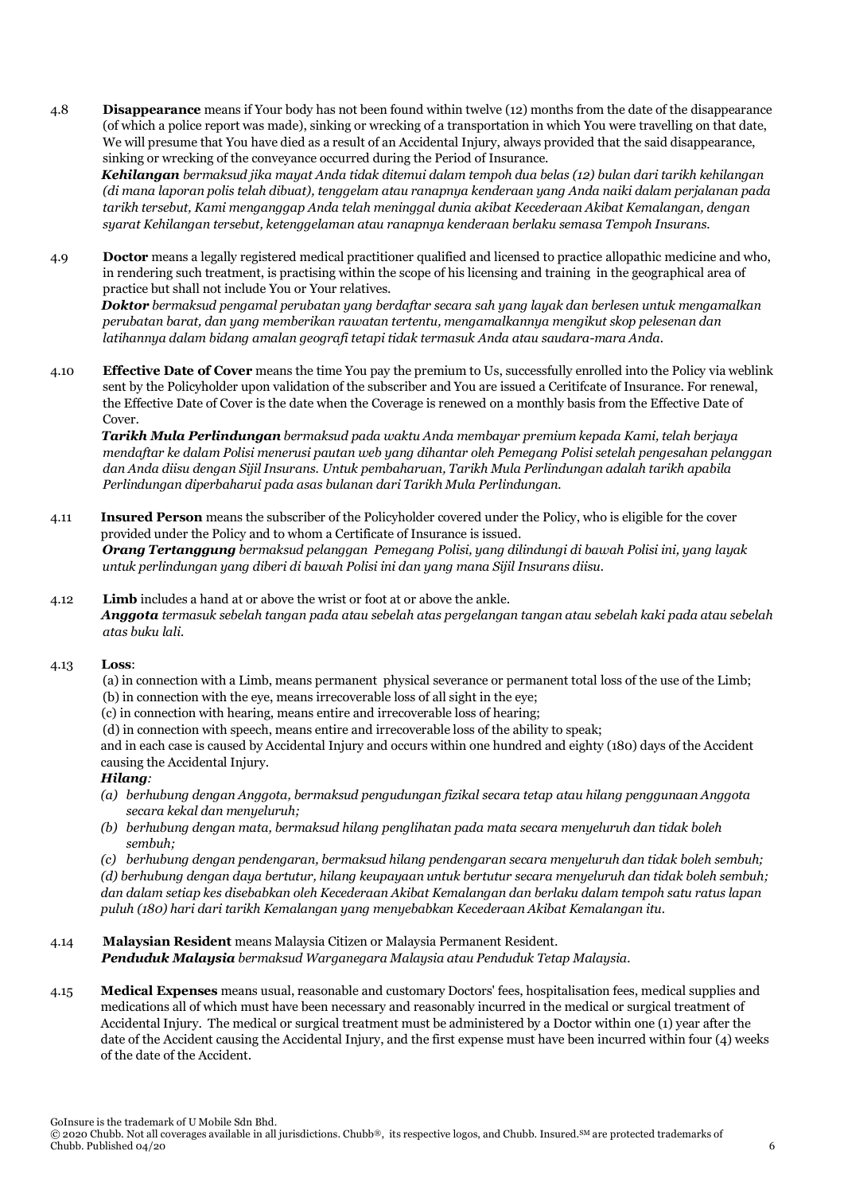4.8 **Disappearance** means if Your body has not been found within twelve (12) months from the date of the disappearance (of which a police report was made), sinking or wrecking of a transportation in which You were travelling on that date, We will presume that You have died as a result of an Accidental Injury, always provided that the said disappearance, sinking or wrecking of the conveyance occurred during the Period of Insurance.
***Kehilangan*** *bermaksud jika mayat Anda tidak ditemui dalam tempoh dua belas (12) bulan dari tarikh kehilangan (di mana laporan polis telah dibuat), tenggelam atau ranapnya kenderaan yang Anda naiki dalam perjalanan pada tarikh tersebut, Kami menganggap Anda telah meninggal dunia akibat Kecederaan Akibat Kemalangan, dengan syarat Kehilangan tersebut, ketenggelaman atau ranapnya kenderaan berlaku semasa Tempoh Insurans.*

4.9 **Doctor** means a legally registered medical practitioner qualified and licensed to practice allopathic medicine and who, in rendering such treatment, is practising within the scope of his licensing and training in the geographical area of practice but shall not include You or Your relatives.
***Doktor*** *bermaksud pengamal perubatan yang berdaftar secara sah yang layak dan berlesen untuk mengamalkan perubatan barat, dan yang memberikan rawatan tertentu, mengamalkannya mengikut skop pelesenan dan latihannya dalam bidang amalan geografi tetapi tidak termasuk Anda atau saudara-mara Anda.*

4.10 **Effective Date of Cover** means the time You pay the premium to Us, successfully enrolled into the Policy via weblink sent by the Policyholder upon validation of the subscriber and You are issued a Ceritifcate of Insurance. For renewal, the Effective Date of Cover is the date when the Coverage is renewed on a monthly basis from the Effective Date of Cover.
***Tarikh Mula Perlindungan*** *bermaksud pada waktu Anda membayar premium kepada Kami, telah berjaya mendaftar ke dalam Polisi menerusi pautan web yang dihantar oleh Pemegang Polisi setelah pengesahan pelanggan dan Anda diisu dengan Sijil Insurans. Untuk pembaharuan, Tarikh Mula Perlindungan adalah tarikh apabila Perlindungan diperbaharui pada asas bulanan dari Tarikh Mula Perlindungan.*

4.11 **Insured Person** means the subscriber of the Policyholder covered under the Policy, who is eligible for the cover provided under the Policy and to whom a Certificate of Insurance is issued.
***Orang Tertanggung*** *bermaksud pelanggan Pemegang Polisi, yang dilindungi di bawah Polisi ini, yang layak untuk perlindungan yang diberi di bawah Polisi ini dan yang mana Sijil Insurans diisu.*

4.12 **Limb** includes a hand at or above the wrist or foot at or above the ankle.
***Anggota*** *termasuk sebelah tangan pada atau sebelah atas pergelangan tangan atau sebelah kaki pada atau sebelah atas buku lali.*

4.13 **Loss**:
(a) in connection with a Limb, means permanent physical severance or permanent total loss of the use of the Limb;
(b) in connection with the eye, means irrecoverable loss of all sight in the eye;
(c) in connection with hearing, means entire and irrecoverable loss of hearing;
(d) in connection with speech, means entire and irrecoverable loss of the ability to speak;
and in each case is caused by Accidental Injury and occurs within one hundred and eighty (180) days of the Accident causing the Accidental Injury.
***Hilang****:*
*(a) berhubung dengan Anggota, bermaksud pengudungan fizikal secara tetap atau hilang penggunaan Anggota secara kekal dan menyeluruh;*
*(b) berhubung dengan mata, bermaksud hilang penglihatan pada mata secara menyeluruh dan tidak boleh sembuh;*
*(c) berhubung dengan pendengaran, bermaksud hilang pendengaran secara menyeluruh dan tidak boleh sembuh;*
*(d) berhubung dengan daya bertutur, hilang keupayaan untuk bertutur secara menyeluruh dan tidak boleh sembuh;*
*dan dalam setiap kes disebabkan oleh Kecederaan Akibat Kemalangan dan berlaku dalam tempoh satu ratus lapan puluh (180) hari dari tarikh Kemalangan yang menyebabkan Kecederaan Akibat Kemalangan itu.*

4.14 **Malaysian Resident** means Malaysia Citizen or Malaysia Permanent Resident.
***Penduduk Malaysia*** *bermaksud Warganegara Malaysia atau Penduduk Tetap Malaysia.*

4.15 **Medical Expenses** means usual, reasonable and customary Doctors' fees, hospitalisation fees, medical supplies and medications all of which must have been necessary and reasonably incurred in the medical or surgical treatment of Accidental Injury. The medical or surgical treatment must be administered by a Doctor within one (1) year after the date of the Accident causing the Accidental Injury, and the first expense must have been incurred within four (4) weeks of the date of the Accident.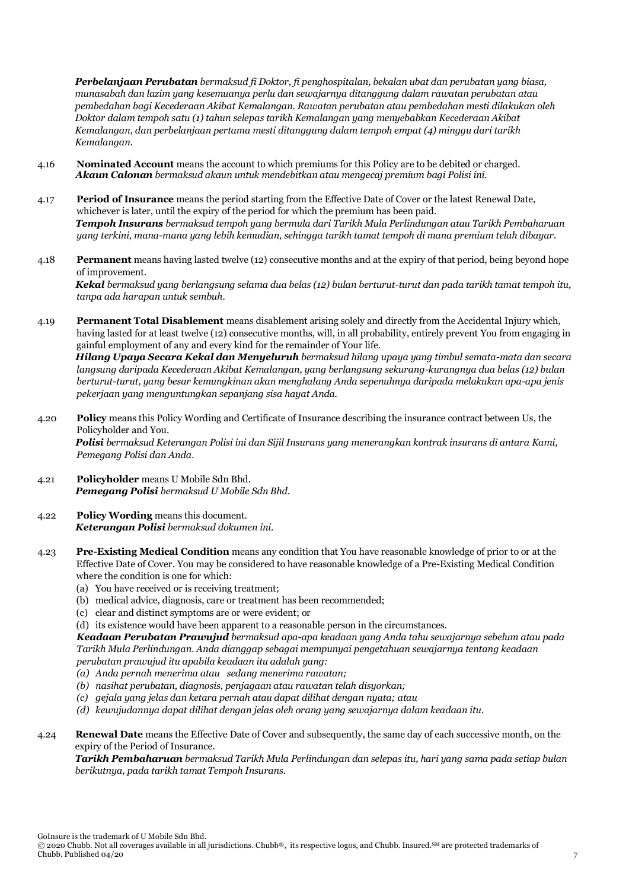***Perbelanjaan Perubatan*** *bermaksud fi Doktor, fi penghospitalan, bekalan ubat dan perubatan yang biasa, munasabah dan lazim yang kesemuanya perlu dan sewajarnya ditanggung dalam rawatan perubatan atau pembedahan bagi Kecederaan Akibat Kemalangan. Rawatan perubatan atau pembedahan mesti dilakukan oleh Doktor dalam tempoh satu (1) tahun selepas tarikh Kemalangan yang menyebabkan Kecederaan Akibat Kemalangan, dan perbelanjaan pertama mesti ditanggung dalam tempoh empat (4) minggu dari tarikh Kemalangan.*

4.16 **Nominated Account** means the account to which premiums for this Policy are to be debited or charged.
***Akaun Calonan*** *bermaksud akaun untuk mendebitkan atau mengecaj premium bagi Polisi ini.*

4.17 **Period of Insurance** means the period starting from the Effective Date of Cover or the latest Renewal Date, whichever is later, until the expiry of the period for which the premium has been paid.
***Tempoh Insurans*** *bermaksud tempoh yang bermula dari Tarikh Mula Perlindungan atau Tarikh Pembaharuan yang terkini, mana-mana yang lebih kemudian, sehingga tarikh tamat tempoh di mana premium telah dibayar.*

4.18 **Permanent** means having lasted twelve (12) consecutive months and at the expiry of that period, being beyond hope of improvement.
***Kekal*** *bermaksud yang berlangsung selama dua belas (12) bulan berturut-turut dan pada tarikh tamat tempoh itu, tanpa ada harapan untuk sembuh.*

4.19 **Permanent Total Disablement** means disablement arising solely and directly from the Accidental Injury which, having lasted for at least twelve (12) consecutive months, will, in all probability, entirely prevent You from engaging in gainful employment of any and every kind for the remainder of Your life.
***Hilang Upaya Secara Kekal dan Menyeluruh*** *bermaksud hilang upaya yang timbul semata-mata dan secara langsung daripada Kecederaan Akibat Kemalangan, yang berlangsung sekurang-kurangnya dua belas (12) bulan berturut-turut, yang besar kemungkinan akan menghalang Anda sepenuhnya daripada melakukan apa-apa jenis pekerjaan yang menguntungkan sepanjang sisa hayat Anda.*

4.20 **Policy** means this Policy Wording and Certificate of Insurance describing the insurance contract between Us, the Policyholder and You.
***Polisi*** *bermaksud Keterangan Polisi ini dan Sijil Insurans yang menerangkan kontrak insurans di antara Kami, Pemegang Polisi dan Anda.*

4.21 **Policyholder** means U Mobile Sdn Bhd.
***Pemegang Polisi*** *bermaksud U Mobile Sdn Bhd.*

4.22 **Policy Wording** means this document.
***Keterangan Polisi*** *bermaksud dokumen ini.*

4.23 **Pre-Existing Medical Condition** means any condition that You have reasonable knowledge of prior to or at the Effective Date of Cover. You may be considered to have reasonable knowledge of a Pre-Existing Medical Condition where the condition is one for which:

(a) You have received or is receiving treatment;
(b) medical advice, diagnosis, care or treatment has been recommended;
(c) clear and distinct symptoms are or were evident; or
(d) its existence would have been apparent to a reasonable person in the circumstances.

***Keadaan Perubatan Prawujud*** *bermaksud apa-apa keadaan yang Anda tahu sewajarnya sebelum atau pada Tarikh Mula Perlindungan. Anda dianggap sebagai mempunyai pengetahuan sewajarnya tentang keadaan perubatan prawujud itu apabila keadaan itu adalah yang:*

*(a) Anda pernah menerima atau sedang menerima rawatan;*
*(b) nasihat perubatan, diagnosis, penjagaan atau rawatan telah disyorkan;*
*(c) gejala yang jelas dan ketara pernah atau dapat dilihat dengan nyata; atau*
*(d) kewujudannya dapat dilihat dengan jelas oleh orang yang sewajarnya dalam keadaan itu.*

4.24 **Renewal Date** means the Effective Date of Cover and subsequently, the same day of each successive month, on the expiry of the Period of Insurance.
***Tarikh Pembaharuan*** *bermaksud Tarikh Mula Perlindungan dan selepas itu, hari yang sama pada setiap bulan berikutnya, pada tarikh tamat Tempoh Insurans.*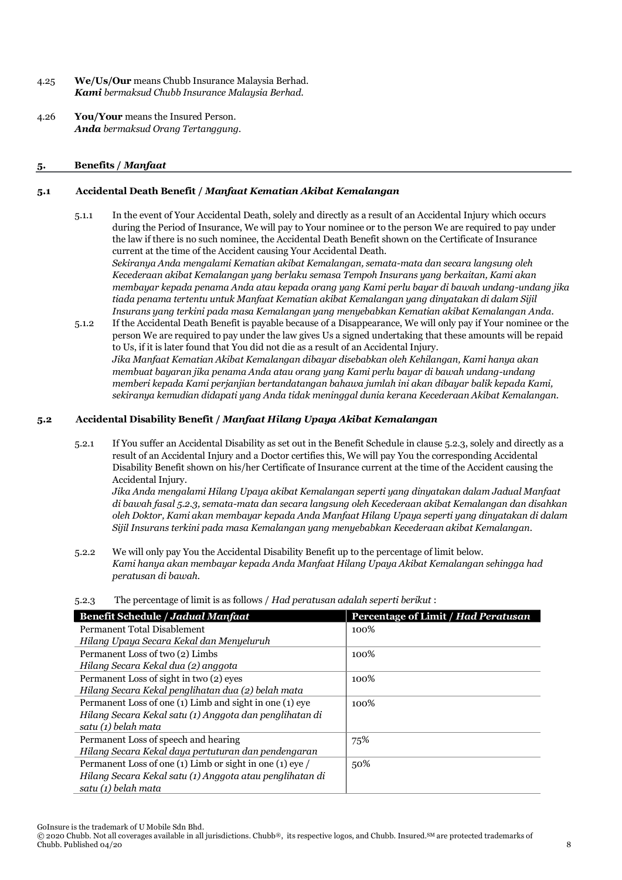4.25 **We/Us/Our** means Chubb Insurance Malaysia Berhad.
***Kami*** *bermaksud Chubb Insurance Malaysia Berhad.*

4.26 **You/Your** means the Insured Person.
***Anda*** *bermaksud Orang Tertanggung.*

## 5. Benefits / *Manfaat*

### 5.1 Accidental Death Benefit / *Manfaat Kematian Akibat Kemalangan*

5.1.1 In the event of Your Accidental Death, solely and directly as a result of an Accidental Injury which occurs during the Period of Insurance, We will pay to Your nominee or to the person We are required to pay under the law if there is no such nominee, the Accidental Death Benefit shown on the Certificate of Insurance current at the time of the Accident causing Your Accidental Death.
*Sekiranya Anda mengalami Kematian akibat Kemalangan, semata-mata dan secara langsung oleh Kecederaan akibat Kemalangan yang berlaku semasa Tempoh Insurans yang berkaitan, Kami akan membayar kepada penama Anda atau kepada orang yang Kami perlu bayar di bawah undang-undang jika tiada penama tertentu untuk Manfaat Kematian akibat Kemalangan yang dinyatakan di dalam Sijil Insurans yang terkini pada masa Kemalangan yang menyebabkan Kematian akibat Kemalangan Anda.*

5.1.2 If the Accidental Death Benefit is payable because of a Disappearance, We will only pay if Your nominee or the person We are required to pay under the law gives Us a signed undertaking that these amounts will be repaid to Us, if it is later found that You did not die as a result of an Accidental Injury.
*Jika Manfaat Kematian Akibat Kemalangan dibayar disebabkan oleh Kehilangan, Kami hanya akan membuat bayaran jika penama Anda atau orang yang Kami perlu bayar di bawah undang-undang memberi kepada Kami perjanjian bertandatangan bahawa jumlah ini akan dibayar balik kepada Kami, sekiranya kemudian didapati yang Anda tidak meninggal dunia kerana Kecederaan Akibat Kemalangan.*

### 5.2 Accidental Disability Benefit / *Manfaat Hilang Upaya Akibat Kemalangan*

5.2.1 If You suffer an Accidental Disability as set out in the Benefit Schedule in clause 5.2.3, solely and directly as a result of an Accidental Injury and a Doctor certifies this, We will pay You the corresponding Accidental Disability Benefit shown on his/her Certificate of Insurance current at the time of the Accident causing the Accidental Injury.
*Jika Anda mengalami Hilang Upaya akibat Kemalangan seperti yang dinyatakan dalam Jadual Manfaat di bawah fasal 5.2.3, semata-mata dan secara langsung oleh Kecederaan akibat Kemalangan dan disahkan oleh Doktor, Kami akan membayar kepada Anda Manfaat Hilang Upaya seperti yang dinyatakan di dalam Sijil Insurans terkini pada masa Kemalangan yang menyebabkan Kecederaan akibat Kemalangan.*

5.2.2 We will only pay You the Accidental Disability Benefit up to the percentage of limit below.
*Kami hanya akan membayar kepada Anda Manfaat Hilang Upaya Akibat Kemalangan sehingga had peratusan di bawah.*

5.2.3 The percentage of limit is as follows / *Had peratusan adalah seperti berikut* :

| **Benefit Schedule / *Jadual Manfaat*** | **Percentage of Limit / *Had Peratusan*** |
|---|---|
| Permanent Total Disablement<br>*Hilang Upaya Secara Kekal dan Menyeluruh* | 100% |
| Permanent Loss of two (2) Limbs<br>*Hilang Secara Kekal dua (2) anggota* | 100% |
| Permanent Loss of sight in two (2) eyes<br>*Hilang Secara Kekal penglihatan dua (2) belah mata* | 100% |
| Permanent Loss of one (1) Limb and sight in one (1) eye<br>*Hilang Secara Kekal satu (1) Anggota dan penglihatan di satu (1) belah mata* | 100% |
| Permanent Loss of speech and hearing<br>*Hilang Secara Kekal daya pertuturan dan pendengaran* | 75% |
| Permanent Loss of one (1) Limb or sight in one (1) eye /<br>*Hilang Secara Kekal satu (1) Anggota atau penglihatan di satu (1) belah mata* | 50% |

GoInsure is the trademark of U Mobile Sdn Bhd.
© 2020 Chubb. Not all coverages available in all jurisdictions. Chubb®, its respective logos, and Chubb. Insured.SM are protected trademarks of Chubb. Published 04/20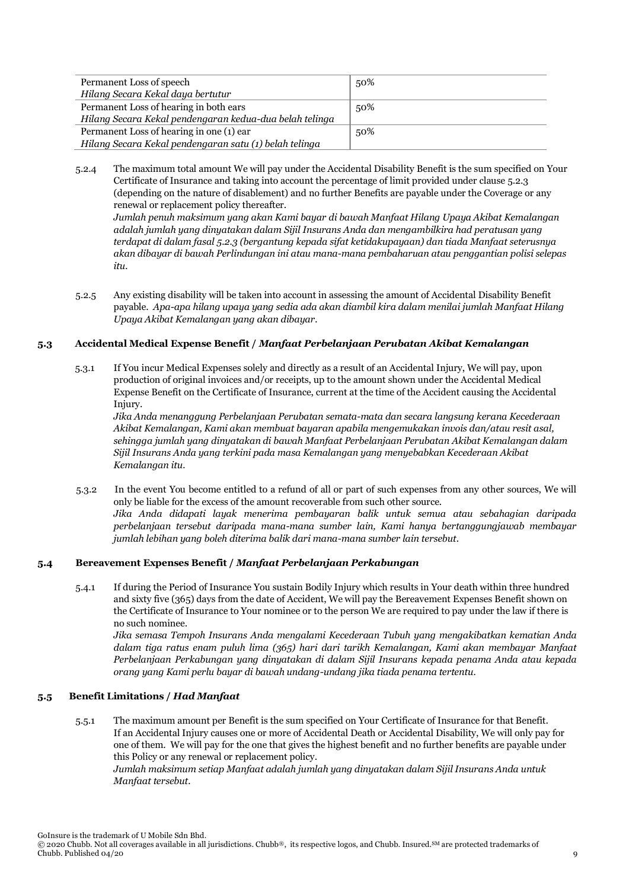| | |
|---|---|
| Permanent Loss of speech<br>*Hilang Secara Kekal daya bertutur* | 50% |
| Permanent Loss of hearing in both ears<br>*Hilang Secara Kekal pendengaran kedua-dua belah telinga* | 50% |
| Permanent Loss of hearing in one (1) ear<br>*Hilang Secara Kekal pendengaran satu (1) belah telinga* | 50% |

5.2.4 The maximum total amount We will pay under the Accidental Disability Benefit is the sum specified on Your Certificate of Insurance and taking into account the percentage of limit provided under clause 5.2.3 (depending on the nature of disablement) and no further Benefits are payable under the Coverage or any renewal or replacement policy thereafter.
*Jumlah penuh maksimum yang akan Kami bayar di bawah Manfaat Hilang Upaya Akibat Kemalangan adalah jumlah yang dinyatakan dalam Sijil Insurans Anda dan mengambilkira had peratusan yang terdapat di dalam fasal 5.2.3 (bergantung kepada sifat ketidakupayaan) dan tiada Manfaat seterusnya akan dibayar di bawah Perlindungan ini atau mana-mana pembaharuan atau penggantian polisi selepas itu.*

5.2.5 Any existing disability will be taken into account in assessing the amount of Accidental Disability Benefit payable. *Apa-apa hilang upaya yang sedia ada akan diambil kira dalam menilai jumlah Manfaat Hilang Upaya Akibat Kemalangan yang akan dibayar.*

### 5.3 Accidental Medical Expense Benefit / *Manfaat Perbelanjaan Perubatan Akibat Kemalangan*

5.3.1 If You incur Medical Expenses solely and directly as a result of an Accidental Injury, We will pay, upon production of original invoices and/or receipts, up to the amount shown under the Accidental Medical Expense Benefit on the Certificate of Insurance, current at the time of the Accident causing the Accidental Injury.
*Jika Anda menanggung Perbelanjaan Perubatan semata-mata dan secara langsung kerana Kecederaan Akibat Kemalangan, Kami akan membuat bayaran apabila mengemukakan invois dan/atau resit asal, sehingga jumlah yang dinyatakan di bawah Manfaat Perbelanjaan Perubatan Akibat Kemalangan dalam Sijil Insurans Anda yang terkini pada masa Kemalangan yang menyebabkan Kecederaan Akibat Kemalangan itu.*

5.3.2 In the event You become entitled to a refund of all or part of such expenses from any other sources, We will only be liable for the excess of the amount recoverable from such other source.
*Jika Anda didapati layak menerima pembayaran balik untuk semua atau sebahagian daripada perbelanjaan tersebut daripada mana-mana sumber lain, Kami hanya bertanggungjawab membayar jumlah lebihan yang boleh diterima balik dari mana-mana sumber lain tersebut.*

### 5.4 Bereavement Expenses Benefit / *Manfaat Perbelanjaan Perkabungan*

5.4.1 If during the Period of Insurance You sustain Bodily Injury which results in Your death within three hundred and sixty five (365) days from the date of Accident, We will pay the Bereavement Expenses Benefit shown on the Certificate of Insurance to Your nominee or to the person We are required to pay under the law if there is no such nominee.
*Jika semasa Tempoh Insurans Anda mengalami Kecederaan Tubuh yang mengakibatkan kematian Anda dalam tiga ratus enam puluh lima (365) hari dari tarikh Kemalangan, Kami akan membayar Manfaat Perbelanjaan Perkabungan yang dinyatakan di dalam Sijil Insurans kepada penama Anda atau kepada orang yang Kami perlu bayar di bawah undang-undang jika tiada penama tertentu.*

### 5.5 Benefit Limitations / *Had Manfaat*

5.5.1 The maximum amount per Benefit is the sum specified on Your Certificate of Insurance for that Benefit. If an Accidental Injury causes one or more of Accidental Death or Accidental Disability, We will only pay for one of them. We will pay for the one that gives the highest benefit and no further benefits are payable under this Policy or any renewal or replacement policy.
*Jumlah maksimum setiap Manfaat adalah jumlah yang dinyatakan dalam Sijil Insurans Anda untuk Manfaat tersebut.*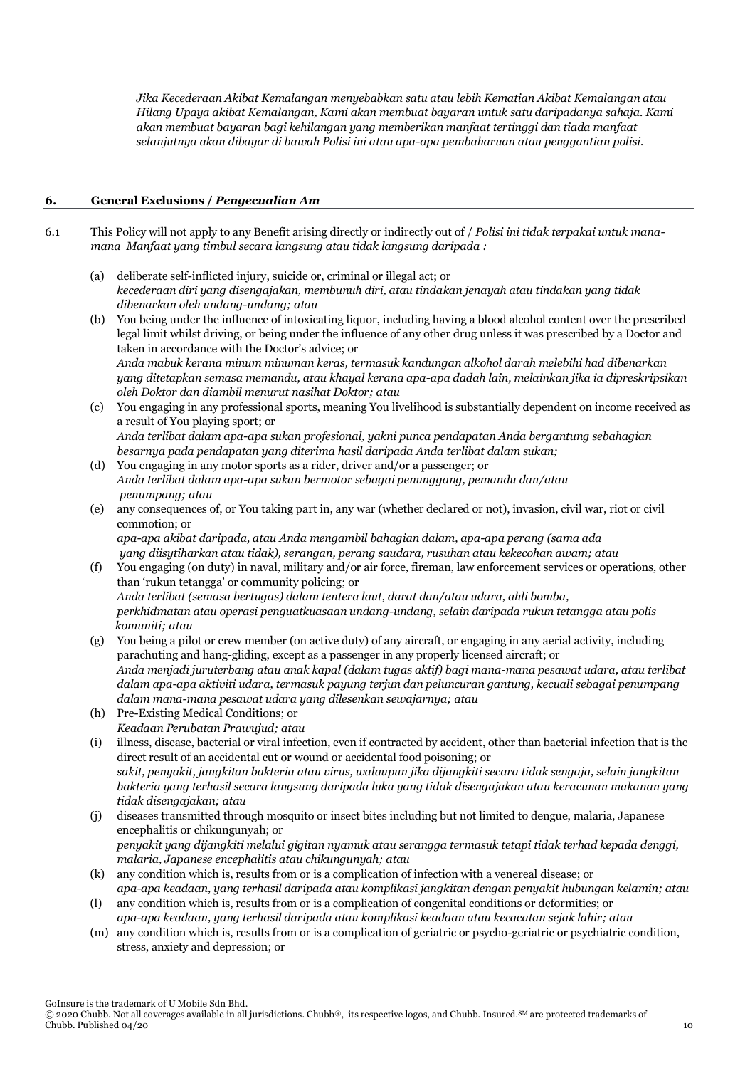*Jika Kecederaan Akibat Kemalangan menyebabkan satu atau lebih Kematian Akibat Kemalangan atau Hilang Upaya akibat Kemalangan, Kami akan membuat bayaran untuk satu daripadanya sahaja. Kami akan membuat bayaran bagi kehilangan yang memberikan manfaat tertinggi dan tiada manfaat selanjutnya akan dibayar di bawah Polisi ini atau apa-apa pembaharuan atau penggantian polisi.*

## 6. General Exclusions / *Pengecualian Am*

6.1 This Policy will not apply to any Benefit arising directly or indirectly out of / *Polisi ini tidak terpakai untuk mana-mana Manfaat yang timbul secara langsung atau tidak langsung daripada :*

(a) deliberate self-inflicted injury, suicide or, criminal or illegal act; or
*kecederaan diri yang disengajakan, membunuh diri, atau tindakan jenayah atau tindakan yang tidak dibenarkan oleh undang-undang; atau*

(b) You being under the influence of intoxicating liquor, including having a blood alcohol content over the prescribed legal limit whilst driving, or being under the influence of any other drug unless it was prescribed by a Doctor and taken in accordance with the Doctor's advice; or
*Anda mabuk kerana minum minuman keras, termasuk kandungan alkohol darah melebihi had dibenarkan yang ditetapkan semasa memandu, atau khayal kerana apa-apa dadah lain, melainkan jika ia dipreskripsikan oleh Doktor dan diambil menurut nasihat Doktor; atau*

(c) You engaging in any professional sports, meaning You livelihood is substantially dependent on income received as a result of You playing sport; or
*Anda terlibat dalam apa-apa sukan profesional, yakni punca pendapatan Anda bergantung sebahagian besarnya pada pendapatan yang diterima hasil daripada Anda terlibat dalam sukan;*

(d) You engaging in any motor sports as a rider, driver and/or a passenger; or
*Anda terlibat dalam apa-apa sukan bermotor sebagai penunggang, pemandu dan/atau penumpang; atau*

(e) any consequences of, or You taking part in, any war (whether declared or not), invasion, civil war, riot or civil commotion; or
*apa-apa akibat daripada, atau Anda mengambil bahagian dalam, apa-apa perang (sama ada yang diisytiharkan atau tidak), serangan, perang saudara, rusuhan atau kekecohan awam; atau*

(f) You engaging (on duty) in naval, military and/or air force, fireman, law enforcement services or operations, other than 'rukun tetangga' or community policing; or
*Anda terlibat (semasa bertugas) dalam tentera laut, darat dan/atau udara, ahli bomba, perkhidmatan atau operasi penguatkuasaan undang-undang, selain daripada rukun tetangga atau polis komuniti; atau*

(g) You being a pilot or crew member (on active duty) of any aircraft, or engaging in any aerial activity, including parachuting and hang-gliding, except as a passenger in any properly licensed aircraft; or
*Anda menjadi juruterbang atau anak kapal (dalam tugas aktif) bagi mana-mana pesawat udara, atau terlibat dalam apa-apa aktiviti udara, termasuk payung terjun dan peluncuran gantung, kecuali sebagai penumpang dalam mana-mana pesawat udara yang dilesenkan sewajarnya; atau*

(h) Pre-Existing Medical Conditions; or
*Keadaan Perubatan Prawujud; atau*

(i) illness, disease, bacterial or viral infection, even if contracted by accident, other than bacterial infection that is the direct result of an accidental cut or wound or accidental food poisoning; or
*sakit, penyakit, jangkitan bakteria atau virus, walaupun jika dijangkiti secara tidak sengaja, selain jangkitan bakteria yang terhasil secara langsung daripada luka yang tidak disengajakan atau keracunan makanan yang tidak disengajakan; atau*

(j) diseases transmitted through mosquito or insect bites including but not limited to dengue, malaria, Japanese encephalitis or chikungunyah; or
*penyakit yang dijangkiti melalui gigitan nyamuk atau serangga termasuk tetapi tidak terhad kepada denggi, malaria, Japanese encephalitis atau chikungunyah; atau*

(k) any condition which is, results from or is a complication of infection with a venereal disease; or
*apa-apa keadaan, yang terhasil daripada atau komplikasi jangkitan dengan penyakit hubungan kelamin; atau*

(l) any condition which is, results from or is a complication of congenital conditions or deformities; or
*apa-apa keadaan, yang terhasil daripada atau komplikasi keadaan atau kecacatan sejak lahir; atau*

(m) any condition which is, results from or is a complication of geriatric or psycho-geriatric or psychiatric condition, stress, anxiety and depression; or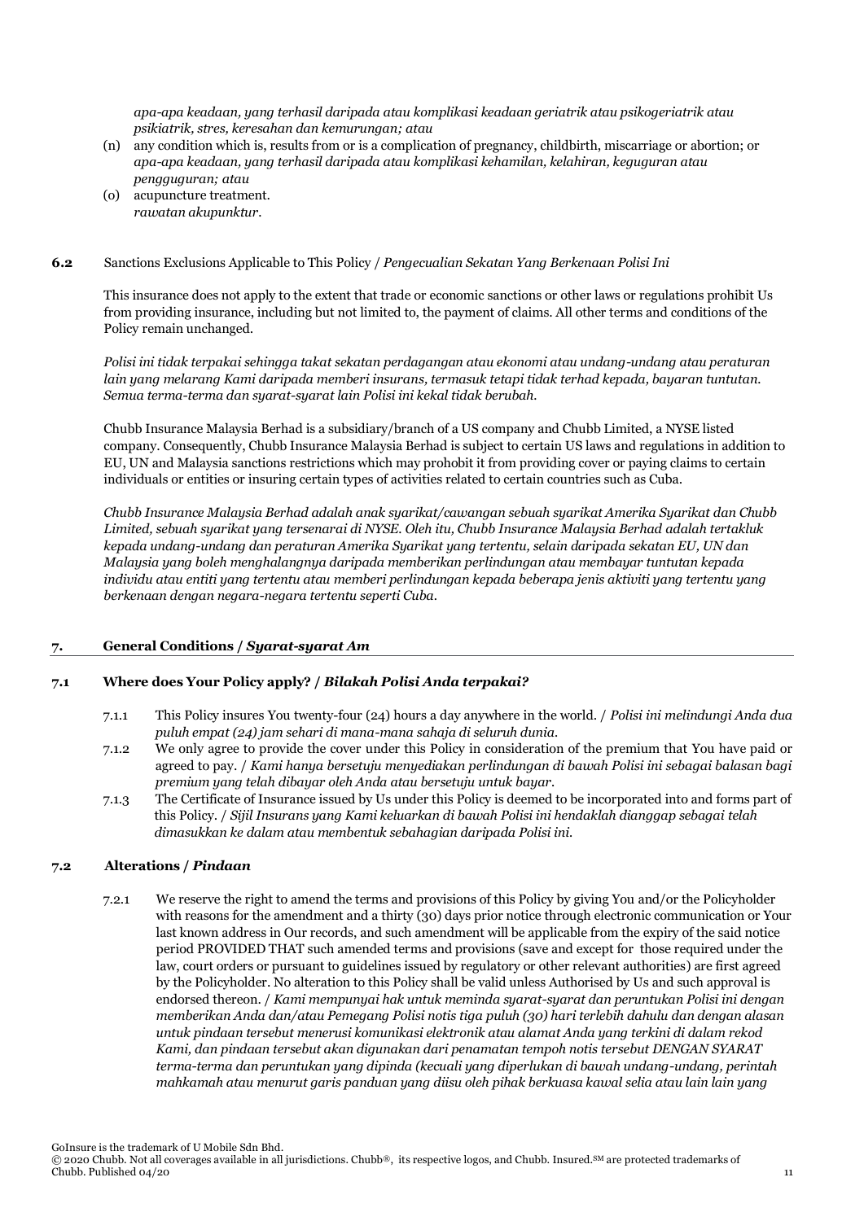*apa-apa keadaan, yang terhasil daripada atau komplikasi keadaan geriatrik atau psikogeriatrik atau psikiatrik, stres, keresahan dan kemurungan; atau*

(n) any condition which is, results from or is a complication of pregnancy, childbirth, miscarriage or abortion; or
*apa-apa keadaan, yang terhasil daripada atau komplikasi kehamilan, kelahiran, keguguran atau pengguguran; atau*

(o) acupuncture treatment.
*rawatan akupunktur.*

**6.2** Sanctions Exclusions Applicable to This Policy / *Pengecualian Sekatan Yang Berkenaan Polisi Ini*

This insurance does not apply to the extent that trade or economic sanctions or other laws or regulations prohibit Us from providing insurance, including but not limited to, the payment of claims. All other terms and conditions of the Policy remain unchanged.

*Polisi ini tidak terpakai sehingga takat sekatan perdagangan atau ekonomi atau undang-undang atau peraturan lain yang melarang Kami daripada memberi insurans, termasuk tetapi tidak terhad kepada, bayaran tuntutan. Semua terma-terma dan syarat-syarat lain Polisi ini kekal tidak berubah.*

Chubb Insurance Malaysia Berhad is a subsidiary/branch of a US company and Chubb Limited, a NYSE listed company. Consequently, Chubb Insurance Malaysia Berhad is subject to certain US laws and regulations in addition to EU, UN and Malaysia sanctions restrictions which may prohibit it from providing cover or paying claims to certain individuals or entities or insuring certain types of activities related to certain countries such as Cuba.

*Chubb Insurance Malaysia Berhad adalah anak syarikat/cawangan sebuah syarikat Amerika Syarikat dan Chubb Limited, sebuah syarikat yang tersenarai di NYSE. Oleh itu, Chubb Insurance Malaysia Berhad adalah tertakluk kepada undang-undang dan peraturan Amerika Syarikat yang tertentu, selain daripada sekatan EU, UN dan Malaysia yang boleh menghalangnya daripada memberikan perlindungan atau membayar tuntutan kepada individu atau entiti yang tertentu atau memberi perlindungan kepada beberapa jenis aktiviti yang tertentu yang berkenaan dengan negara-negara tertentu seperti Cuba.*

## 7. General Conditions / *Syarat-syarat Am*

### 7.1 Where does Your Policy apply? / *Bilakah Polisi Anda terpakai?*

7.1.1 This Policy insures You twenty-four (24) hours a day anywhere in the world. / *Polisi ini melindungi Anda dua puluh empat (24) jam sehari di mana-mana sahaja di seluruh dunia.*

7.1.2 We only agree to provide the cover under this Policy in consideration of the premium that You have paid or agreed to pay. / *Kami hanya bersetuju menyediakan perlindungan di bawah Polisi ini sebagai balasan bagi premium yang telah dibayar oleh Anda atau bersetuju untuk bayar.*

7.1.3 The Certificate of Insurance issued by Us under this Policy is deemed to be incorporated into and forms part of this Policy. / *Sijil Insurans yang Kami keluarkan di bawah Polisi ini hendaklah dianggap sebagai telah dimasukkan ke dalam atau membentuk sebahagian daripada Polisi ini.*

### 7.2 Alterations / *Pindaan*

7.2.1 We reserve the right to amend the terms and provisions of this Policy by giving You and/or the Policyholder with reasons for the amendment and a thirty (30) days prior notice through electronic communication or Your last known address in Our records, and such amendment will be applicable from the expiry of the said notice period PROVIDED THAT such amended terms and provisions (save and except for those required under the law, court orders or pursuant to guidelines issued by regulatory or other relevant authorities) are first agreed by the Policyholder. No alteration to this Policy shall be valid unless Authorised by Us and such approval is endorsed thereon. / *Kami mempunyai hak untuk meminda syarat-syarat dan peruntukan Polisi ini dengan memberikan Anda dan/atau Pemegang Polisi notis tiga puluh (30) hari terlebih dahulu dan dengan alasan untuk pindaan tersebut menerusi komunikasi elektronik atau alamat Anda yang terkini di dalam rekod Kami, dan pindaan tersebut akan digunakan dari penamatan tempoh notis tersebut DENGAN SYARAT terma-terma dan peruntukan yang dipinda (kecuali yang diperlukan di bawah undang-undang, perintah mahkamah atau menurut garis panduan yang diisu oleh pihak berkuasa kawal selia atau lain lain yang*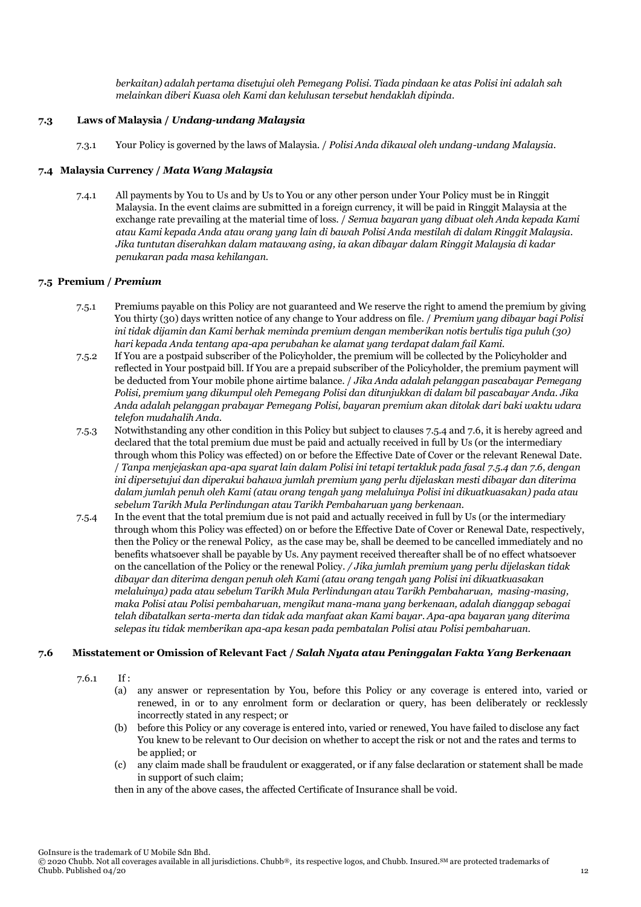*berkaitan) adalah pertama disetujui oleh Pemegang Polisi. Tiada pindaan ke atas Polisi ini adalah sah melainkan diberi Kuasa oleh Kami dan kelulusan tersebut hendaklah dipinda.*

### 7.3 Laws of Malaysia / *Undang-undang Malaysia*

7.3.1 Your Policy is governed by the laws of Malaysia. / *Polisi Anda dikawal oleh undang-undang Malaysia.*

### 7.4 Malaysia Currency / *Mata Wang Malaysia*

7.4.1 All payments by You to Us and by Us to You or any other person under Your Policy must be in Ringgit Malaysia. In the event claims are submitted in a foreign currency, it will be paid in Ringgit Malaysia at the exchange rate prevailing at the material time of loss. / *Semua bayaran yang dibuat oleh Anda kepada Kami atau Kami kepada Anda atau orang yang lain di bawah Polisi Anda mestilah di dalam Ringgit Malaysia. Jika tuntutan diserahkan dalam matawang asing, ia akan dibayar dalam Ringgit Malaysia di kadar penukaran pada masa kehilangan.*

### 7.5 Premium / *Premium*

7.5.1 Premiums payable on this Policy are not guaranteed and We reserve the right to amend the premium by giving You thirty (30) days written notice of any change to Your address on file. / *Premium yang dibayar bagi Polisi ini tidak dijamin dan Kami berhak meminda premium dengan memberikan notis bertulis tiga puluh (30) hari kepada Anda tentang apa-apa perubahan ke alamat yang terdapat dalam fail Kami.*

7.5.2 If You are a postpaid subscriber of the Policyholder, the premium will be collected by the Policyholder and reflected in Your postpaid bill. If You are a prepaid subscriber of the Policyholder, the premium payment will be deducted from Your mobile phone airtime balance. / *Jika Anda adalah pelanggan pascabayar Pemegang Polisi, premium yang dikumpul oleh Pemegang Polisi dan ditunjukkan di dalam bil pascabayar Anda. Jika Anda adalah pelanggan prabayar Pemegang Polisi, bayaran premium akan ditolak dari baki waktu udara telefon mudahalih Anda.*

7.5.3 Notwithstanding any other condition in this Policy but subject to clauses 7.5.4 and 7.6, it is hereby agreed and declared that the total premium due must be paid and actually received in full by Us (or the intermediary through whom this Policy was effected) on or before the Effective Date of Cover or the relevant Renewal Date. / *Tanpa menjejaskan apa-apa syarat lain dalam Polisi ini tetapi tertakluk pada fasal 7.5.4 dan 7.6, dengan ini dipersetujui dan diperakui bahawa jumlah premium yang perlu dijelaskan mesti dibayar dan diterima dalam jumlah penuh oleh Kami (atau orang tengah yang melaluinya Polisi ini dikuatkuasakan) pada atau sebelum Tarikh Mula Perlindungan atau Tarikh Pembaharuan yang berkenaan.*

7.5.4 In the event that the total premium due is not paid and actually received in full by Us (or the intermediary through whom this Policy was effected) on or before the Effective Date of Cover or Renewal Date, respectively, then the Policy or the renewal Policy, as the case may be, shall be deemed to be cancelled immediately and no benefits whatsoever shall be payable by Us. Any payment received thereafter shall be of no effect whatsoever on the cancellation of the Policy or the renewal Policy. / *Jika jumlah premium yang perlu dijelaskan tidak dibayar dan diterima dengan penuh oleh Kami (atau orang tengah yang Polisi ini dikuatkuasakan melaluinya) pada atau sebelum Tarikh Mula Perlindungan atau Tarikh Pembaharuan, masing-masing, maka Polisi atau Polisi pembaharuan, mengikut mana-mana yang berkenaan, adalah dianggap sebagai telah dibatalkan serta-merta dan tidak ada manfaat akan Kami bayar. Apa-apa bayaran yang diterima selepas itu tidak memberikan apa-apa kesan pada pembatalan Polisi atau Polisi pembaharuan.*

### 7.6 Misstatement or Omission of Relevant Fact / *Salah Nyata atau Peninggalan Fakta Yang Berkenaan*

7.6.1 If :

(a) any answer or representation by You, before this Policy or any coverage is entered into, varied or renewed, in or to any enrolment form or declaration or query, has been deliberately or recklessly incorrectly stated in any respect; or

(b) before this Policy or any coverage is entered into, varied or renewed, You have failed to disclose any fact You knew to be relevant to Our decision on whether to accept the risk or not and the rates and terms to be applied; or

(c) any claim made shall be fraudulent or exaggerated, or if any false declaration or statement shall be made in support of such claim;

then in any of the above cases, the affected Certificate of Insurance shall be void.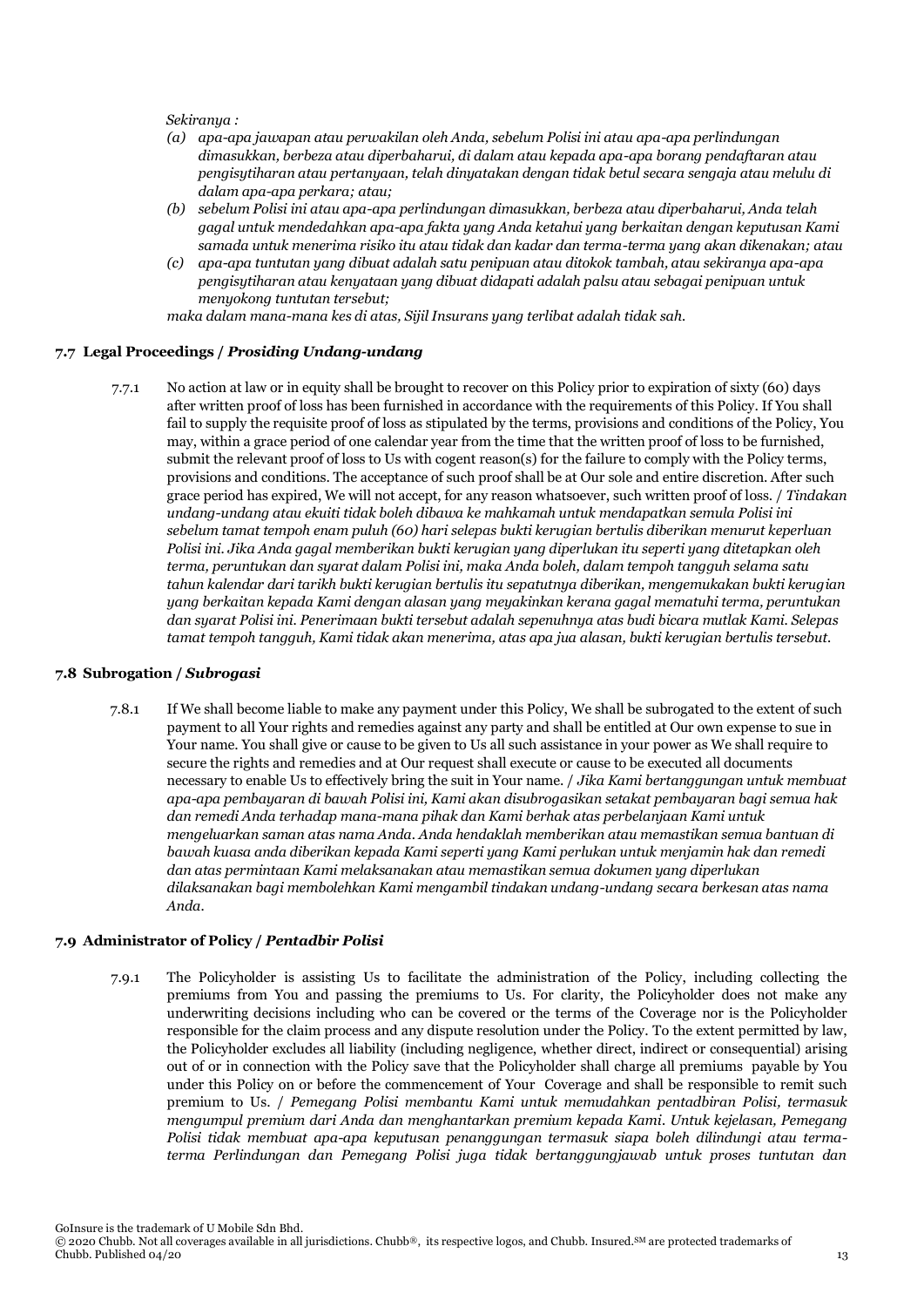*Sekiranya :*

*(a) apa-apa jawapan atau perwakilan oleh Anda, sebelum Polisi ini atau apa-apa perlindungan dimasukkan, berbeza atau diperbaharui, di dalam atau kepada apa-apa borang pendaftaran atau pengisytiharan atau pertanyaan, telah dinyatakan dengan tidak betul secara sengaja atau melulu di dalam apa-apa perkara; atau;*

*(b) sebelum Polisi ini atau apa-apa perlindungan dimasukkan, berbeza atau diperbaharui, Anda telah gagal untuk mendedahkan apa-apa fakta yang Anda ketahui yang berkaitan dengan keputusan Kami samada untuk menerima risiko itu atau tidak dan kadar dan terma-terma yang akan dikenakan; atau*

*(c) apa-apa tuntutan yang dibuat adalah satu penipuan atau ditokok tambah, atau sekiranya apa-apa pengisytiharan atau kenyataan yang dibuat didapati adalah palsu atau sebagai penipuan untuk menyokong tuntutan tersebut;*

*maka dalam mana-mana kes di atas, Sijil Insurans yang terlibat adalah tidak sah.*

### 7.7 Legal Proceedings / *Prosiding Undang-undang*

7.7.1 No action at law or in equity shall be brought to recover on this Policy prior to expiration of sixty (60) days after written proof of loss has been furnished in accordance with the requirements of this Policy. If You shall fail to supply the requisite proof of loss as stipulated by the terms, provisions and conditions of the Policy, You may, within a grace period of one calendar year from the time that the written proof of loss to be furnished, submit the relevant proof of loss to Us with cogent reason(s) for the failure to comply with the Policy terms, provisions and conditions. The acceptance of such proof shall be at Our sole and entire discretion. After such grace period has expired, We will not accept, for any reason whatsoever, such written proof of loss. / *Tindakan undang-undang atau ekuiti tidak boleh dibawa ke mahkamah untuk mendapatkan semula Polisi ini sebelum tamat tempoh enam puluh (60) hari selepas bukti kerugian bertulis diberikan menurut keperluan Polisi ini. Jika Anda gagal memberikan bukti kerugian yang diperlukan itu seperti yang ditetapkan oleh terma, peruntukan dan syarat dalam Polisi ini, maka Anda boleh, dalam tempoh tangguh selama satu tahun kalendar dari tarikh bukti kerugian bertulis itu sepatutnya diberikan, mengemukakan bukti kerugian yang berkaitan kepada Kami dengan alasan yang meyakinkan kerana gagal mematuhi terma, peruntukan dan syarat Polisi ini. Penerimaan bukti tersebut adalah sepenuhnya atas budi bicara mutlak Kami. Selepas tamat tempoh tangguh, Kami tidak akan menerima, atas apa jua alasan, bukti kerugian bertulis tersebut.*

### 7.8 Subrogation / *Subrogasi*

7.8.1 If We shall become liable to make any payment under this Policy, We shall be subrogated to the extent of such payment to all Your rights and remedies against any party and shall be entitled at Our own expense to sue in Your name. You shall give or cause to be given to Us all such assistance in your power as We shall require to secure the rights and remedies and at Our request shall execute or cause to be executed all documents necessary to enable Us to effectively bring the suit in Your name. / *Jika Kami bertanggungan untuk membuat apa-apa pembayaran di bawah Polisi ini, Kami akan disubrogasikan setakat pembayaran bagi semua hak dan remedi Anda terhadap mana-mana pihak dan Kami berhak atas perbelanjaan Kami untuk mengeluarkan saman atas nama Anda. Anda hendaklah memberikan atau memastikan semua bantuan di bawah kuasa anda diberikan kepada Kami seperti yang Kami perlukan untuk menjamin hak dan remedi dan atas permintaan Kami melaksanakan atau memastikan semua dokumen yang diperlukan dilaksanakan bagi membolehkan Kami mengambil tindakan undang-undang secara berkesan atas nama Anda.*

### 7.9 Administrator of Policy / *Pentadbir Polisi*

7.9.1 The Policyholder is assisting Us to facilitate the administration of the Policy, including collecting the premiums from You and passing the premiums to Us. For clarity, the Policyholder does not make any underwriting decisions including who can be covered or the terms of the Coverage nor is the Policyholder responsible for the claim process and any dispute resolution under the Policy. To the extent permitted by law, the Policyholder excludes all liability (including negligence, whether direct, indirect or consequential) arising out of or in connection with the Policy save that the Policyholder shall charge all premiums payable by You under this Policy on or before the commencement of Your Coverage and shall be responsible to remit such premium to Us. / *Pemegang Polisi membantu Kami untuk memudahkan pentadbiran Polisi, termasuk mengumpul premium dari Anda dan menghantarkan premium kepada Kami. Untuk kejelasan, Pemegang Polisi tidak membuat apa-apa keputusan penanggungan termasuk siapa boleh dilindungi atau terma-terma Perlindungan dan Pemegang Polisi juga tidak bertanggungjawab untuk proses tuntutan dan*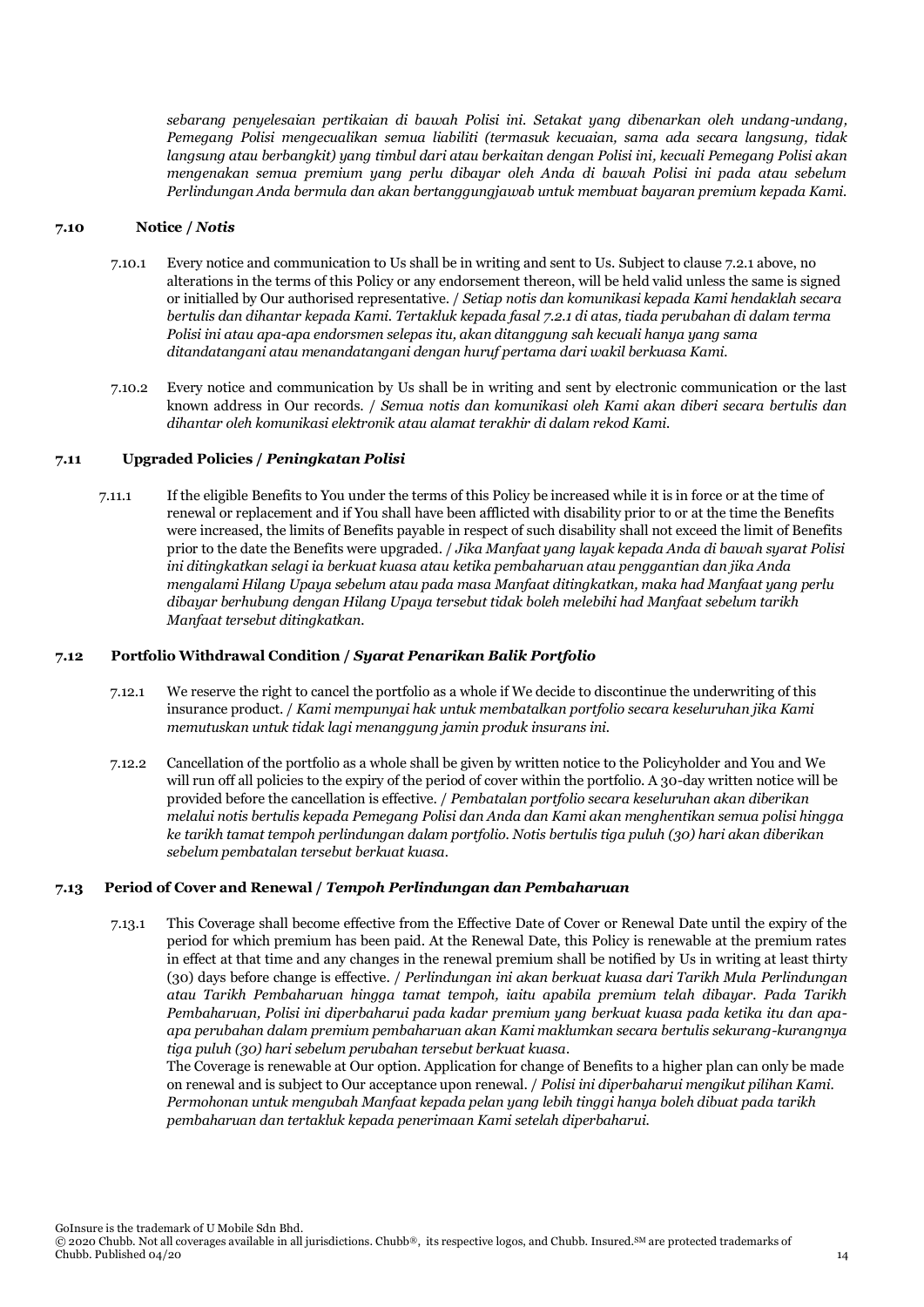*sebarang penyelesaian pertikaian di bawah Polisi ini. Setakat yang dibenarkan oleh undang-undang, Pemegang Polisi mengecualikan semua liabiliti (termasuk kecuaian, sama ada secara langsung, tidak langsung atau berbangkit) yang timbul dari atau berkaitan dengan Polisi ini, kecuali Pemegang Polisi akan mengenakan semua premium yang perlu dibayar oleh Anda di bawah Polisi ini pada atau sebelum Perlindungan Anda bermula dan akan bertanggungjawab untuk membuat bayaran premium kepada Kami.*

### 7.10 Notice / *Notis*

7.10.1 Every notice and communication to Us shall be in writing and sent to Us. Subject to clause 7.2.1 above, no alterations in the terms of this Policy or any endorsement thereon, will be held valid unless the same is signed or initialled by Our authorised representative. / *Setiap notis dan komunikasi kepada Kami hendaklah secara bertulis dan dihantar kepada Kami. Tertakluk kepada fasal 7.2.1 di atas, tiada perubahan di dalam terma Polisi ini atau apa-apa endorsmen selepas itu, akan ditanggung sah kecuali hanya yang sama ditandatangani atau menandatangani dengan huruf pertama dari wakil berkuasa Kami.*

7.10.2 Every notice and communication by Us shall be in writing and sent by electronic communication or the last known address in Our records. / *Semua notis dan komunikasi oleh Kami akan diberi secara bertulis dan dihantar oleh komunikasi elektronik atau alamat terakhir di dalam rekod Kami.*

### 7.11 Upgraded Policies / *Peningkatan Polisi*

7.11.1 If the eligible Benefits to You under the terms of this Policy be increased while it is in force or at the time of renewal or replacement and if You shall have been afflicted with disability prior to or at the time the Benefits were increased, the limits of Benefits payable in respect of such disability shall not exceed the limit of Benefits prior to the date the Benefits were upgraded. / *Jika Manfaat yang layak kepada Anda di bawah syarat Polisi ini ditingkatkan selagi ia berkuat kuasa atau ketika pembaharuan atau penggantian dan jika Anda mengalami Hilang Upaya sebelum atau pada masa Manfaat ditingkatkan, maka had Manfaat yang perlu dibayar berhubung dengan Hilang Upaya tersebut tidak boleh melebihi had Manfaat sebelum tarikh Manfaat tersebut ditingkatkan.*

### 7.12 Portfolio Withdrawal Condition / *Syarat Penarikan Balik Portfolio*

7.12.1 We reserve the right to cancel the portfolio as a whole if We decide to discontinue the underwriting of this insurance product. / *Kami mempunyai hak untuk membatalkan portfolio secara keseluruhan jika Kami memutuskan untuk tidak lagi menanggung jamin produk insurans ini.*

7.12.2 Cancellation of the portfolio as a whole shall be given by written notice to the Policyholder and You and We will run off all policies to the expiry of the period of cover within the portfolio. A 30-day written notice will be provided before the cancellation is effective. / *Pembatalan portfolio secara keseluruhan akan diberikan melalui notis bertulis kepada Pemegang Polisi dan Anda dan Kami akan menghentikan semua polisi hingga ke tarikh tamat tempoh perlindungan dalam portfolio. Notis bertulis tiga puluh (30) hari akan diberikan sebelum pembatalan tersebut berkuat kuasa.*

### 7.13 Period of Cover and Renewal / *Tempoh Perlindungan dan Pembaharuan*

7.13.1 This Coverage shall become effective from the Effective Date of Cover or Renewal Date until the expiry of the period for which premium has been paid. At the Renewal Date, this Policy is renewable at the premium rates in effect at that time and any changes in the renewal premium shall be notified by Us in writing at least thirty (30) days before change is effective. / *Perlindungan ini akan berkuat kuasa dari Tarikh Mula Perlindungan atau Tarikh Pembaharuan hingga tamat tempoh, iaitu apabila premium telah dibayar. Pada Tarikh Pembaharuan, Polisi ini diperbaharui pada kadar premium yang berkuat kuasa pada ketika itu dan apa-apa perubahan dalam premium pembaharuan akan Kami maklumkan secara bertulis sekurang-kurangnya tiga puluh (30) hari sebelum perubahan tersebut berkuat kuasa.*

The Coverage is renewable at Our option. Application for change of Benefits to a higher plan can only be made on renewal and is subject to Our acceptance upon renewal. / *Polisi ini diperbaharui mengikut pilihan Kami. Permohonan untuk mengubah Manfaat kepada pelan yang lebih tinggi hanya boleh dibuat pada tarikh pembaharuan dan tertakluk kepada penerimaan Kami setelah diperbaharui.*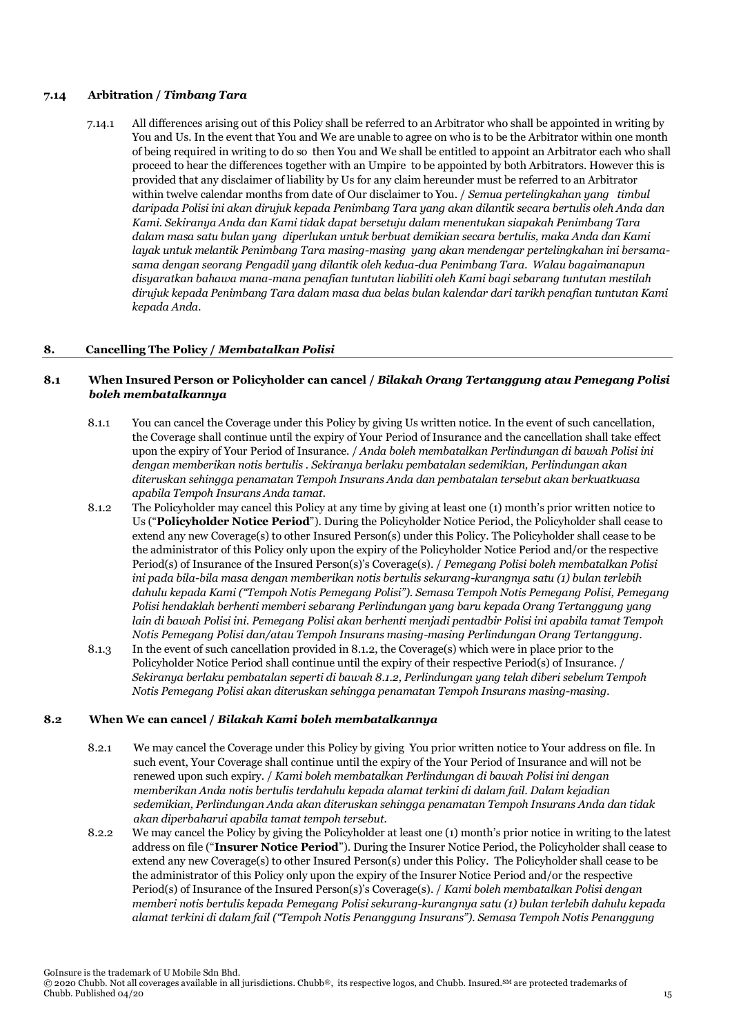### 7.14 Arbitration / *Timbang Tara*

7.14.1 All differences arising out of this Policy shall be referred to an Arbitrator who shall be appointed in writing by You and Us. In the event that You and We are unable to agree on who is to be the Arbitrator within one month of being required in writing to do so then You and We shall be entitled to appoint an Arbitrator each who shall proceed to hear the differences together with an Umpire to be appointed by both Arbitrators. However this is provided that any disclaimer of liability by Us for any claim hereunder must be referred to an Arbitrator within twelve calendar months from date of Our disclaimer to You. / *Semua pertelingkahan yang timbul daripada Polisi ini akan dirujuk kepada Penimbang Tara yang akan dilantik secara bertulis oleh Anda dan Kami. Sekiranya Anda dan Kami tidak dapat bersetuju dalam menentukan siapakah Penimbang Tara dalam masa satu bulan yang diperlukan untuk berbuat demikian secara bertulis, maka Anda dan Kami layak untuk melantik Penimbang Tara masing-masing yang akan mendengar pertelingkahan ini bersama-sama dengan seorang Pengadil yang dilantik oleh kedua-dua Penimbang Tara. Walau bagaimanapun disyaratkan bahawa mana-mana penafian tuntutan liabiliti oleh Kami bagi sebarang tuntutan mestilah dirujuk kepada Penimbang Tara dalam masa dua belas bulan kalendar dari tarikh penafian tuntutan Kami kepada Anda.*

## 8. Cancelling The Policy / *Membatalkan Polisi*

### 8.1 When Insured Person or Policyholder can cancel / *Bilakah Orang Tertanggung atau Pemegang Polisi boleh membatalkannya*

8.1.1 You can cancel the Coverage under this Policy by giving Us written notice. In the event of such cancellation, the Coverage shall continue until the expiry of Your Period of Insurance and the cancellation shall take effect upon the expiry of Your Period of Insurance. / *Anda boleh membatalkan Perlindungan di bawah Polisi ini dengan memberikan notis bertulis . Sekiranya berlaku pembatalan sedemikian, Perlindungan akan diteruskan sehingga penamatan Tempoh Insurans Anda dan pembatalan tersebut akan berkuatkuasa apabila Tempoh Insurans Anda tamat.*

8.1.2 The Policyholder may cancel this Policy at any time by giving at least one (1) month's prior written notice to Us ("**Policyholder Notice Period**"). During the Policyholder Notice Period, the Policyholder shall cease to extend any new Coverage(s) to other Insured Person(s) under this Policy. The Policyholder shall cease to be the administrator of this Policy only upon the expiry of the Policyholder Notice Period and/or the respective Period(s) of Insurance of the Insured Person(s)'s Coverage(s). / *Pemegang Polisi boleh membatalkan Polisi ini pada bila-bila masa dengan memberikan notis bertulis sekurang-kurangnya satu (1) bulan terlebih dahulu kepada Kami ("Tempoh Notis Pemegang Polisi"). Semasa Tempoh Notis Pemegang Polisi, Pemegang Polisi hendaklah berhenti memberi sebarang Perlindungan yang baru kepada Orang Tertanggung yang lain di bawah Polisi ini. Pemegang Polisi akan berhenti menjadi pentadbir Polisi ini apabila tamat Tempoh Notis Pemegang Polisi dan/atau Tempoh Insurans masing-masing Perlindungan Orang Tertanggung.*

8.1.3 In the event of such cancellation provided in 8.1.2, the Coverage(s) which were in place prior to the Policyholder Notice Period shall continue until the expiry of their respective Period(s) of Insurance. / *Sekiranya berlaku pembatalan seperti di bawah 8.1.2, Perlindungan yang telah diberi sebelum Tempoh Notis Pemegang Polisi akan diteruskan sehingga penamatan Tempoh Insurans masing-masing.*

### 8.2 When We can cancel / *Bilakah Kami boleh membatalkannya*

8.2.1 We may cancel the Coverage under this Policy by giving You prior written notice to Your address on file. In such event, Your Coverage shall continue until the expiry of the Your Period of Insurance and will not be renewed upon such expiry. / *Kami boleh membatalkan Perlindungan di bawah Polisi ini dengan memberikan Anda notis bertulis terdahulu kepada alamat terkini di dalam fail. Dalam kejadian sedemikian, Perlindungan Anda akan diteruskan sehingga penamatan Tempoh Insurans Anda dan tidak akan diperbaharui apabila tamat tempoh tersebut.*

8.2.2 We may cancel the Policy by giving the Policyholder at least one (1) month's prior notice in writing to the latest address on file ("**Insurer Notice Period**"). During the Insurer Notice Period, the Policyholder shall cease to extend any new Coverage(s) to other Insured Person(s) under this Policy. The Policyholder shall cease to be the administrator of this Policy only upon the expiry of the Insurer Notice Period and/or the respective Period(s) of Insurance of the Insured Person(s)'s Coverage(s). / *Kami boleh membatalkan Polisi dengan memberi notis bertulis kepada Pemegang Polisi sekurang-kurangnya satu (1) bulan terlebih dahulu kepada alamat terkini di dalam fail ("Tempoh Notis Penanggung Insurans"). Semasa Tempoh Notis Penanggung*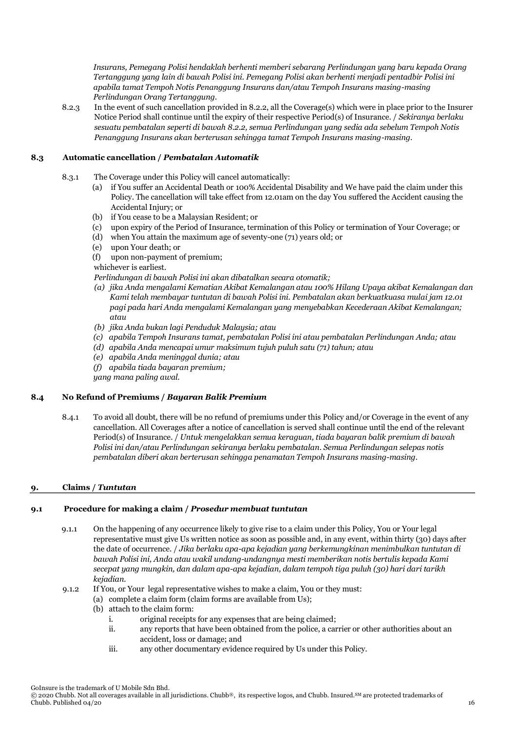*Insurans, Pemegang Polisi hendaklah berhenti memberi sebarang Perlindungan yang baru kepada Orang Tertanggung yang lain di bawah Polisi ini. Pemegang Polisi akan berhenti menjadi pentadbir Polisi ini apabila tamat Tempoh Notis Penanggung Insurans dan/atau Tempoh Insurans masing-masing Perlindungan Orang Tertanggung.*

8.2.3 In the event of such cancellation provided in 8.2.2, all the Coverage(s) which were in place prior to the Insurer Notice Period shall continue until the expiry of their respective Period(s) of Insurance. / *Sekiranya berlaku sesuatu pembatalan seperti di bawah 8.2.2, semua Perlindungan yang sedia ada sebelum Tempoh Notis Penanggung Insurans akan berterusan sehingga tamat Tempoh Insurans masing-masing.*

### 8.3 Automatic cancellation / *Pembatalan Automatik*

8.3.1 The Coverage under this Policy will cancel automatically:

(a) if You suffer an Accidental Death or 100% Accidental Disability and We have paid the claim under this Policy. The cancellation will take effect from 12.01am on the day You suffered the Accident causing the Accidental Injury; or
(b) if You cease to be a Malaysian Resident; or
(c) upon expiry of the Period of Insurance, termination of this Policy or termination of Your Coverage; or
(d) when You attain the maximum age of seventy-one (71) years old; or
(e) upon Your death; or
(f) upon non-payment of premium;

whichever is earliest.

*Perlindungan di bawah Polisi ini akan dibatalkan secara otomatik;*

*(a) jika Anda mengalami Kematian Akibat Kemalangan atau 100% Hilang Upaya akibat Kemalangan dan Kami telah membayar tuntutan di bawah Polisi ini. Pembatalan akan berkuatkuasa mulai jam 12.01 pagi pada hari Anda mengalami Kemalangan yang menyebabkan Kecederaan Akibat Kemalangan; atau*
*(b) jika Anda bukan lagi Penduduk Malaysia; atau*
*(c) apabila Tempoh Insurans tamat, pembatalan Polisi ini atau pembatalan Perlindungan Anda; atau*
*(d) apabila Anda mencapai umur maksimum tujuh puluh satu (71) tahun; atau*
*(e) apabila Anda meninggal dunia; atau*
*(f) apabila tiada bayaran premium;*

*yang mana paling awal.*

### 8.4 No Refund of Premiums / *Bayaran Balik Premium*

8.4.1 To avoid all doubt, there will be no refund of premiums under this Policy and/or Coverage in the event of any cancellation. All Coverages after a notice of cancellation is served shall continue until the end of the relevant Period(s) of Insurance. / *Untuk mengelakkan semua keraguan, tiada bayaran balik premium di bawah Polisi ini dan/atau Perlindungan sekiranya berlaku pembatalan. Semua Perlindungan selepas notis pembatalan diberi akan berterusan sehingga penamatan Tempoh Insurans masing-masing.*

## 9. Claims / *Tuntutan*

### 9.1 Procedure for making a claim / *Prosedur membuat tuntutan*

9.1.1 On the happening of any occurrence likely to give rise to a claim under this Policy, You or Your legal representative must give Us written notice as soon as possible and, in any event, within thirty (30) days after the date of occurrence. / *Jika berlaku apa-apa kejadian yang berkemungkinan menimbulkan tuntutan di bawah Polisi ini, Anda atau wakil undang-undangnya mesti memberikan notis bertulis kepada Kami secepat yang mungkin, dan dalam apa-apa kejadian, dalam tempoh tiga puluh (30) hari dari tarikh kejadian.*

9.1.2 If You, or Your legal representative wishes to make a claim, You or they must:

(a) complete a claim form (claim forms are available from Us);
(b) attach to the claim form:
  i. original receipts for any expenses that are being claimed;
  ii. any reports that have been obtained from the police, a carrier or other authorities about an accident, loss or damage; and
  iii. any other documentary evidence required by Us under this Policy.

GoInsure is the trademark of U Mobile Sdn Bhd.
© 2020 Chubb. Not all coverages available in all jurisdictions. Chubb®, its respective logos, and Chubb. Insured.SM are protected trademarks of Chubb. Published 04/20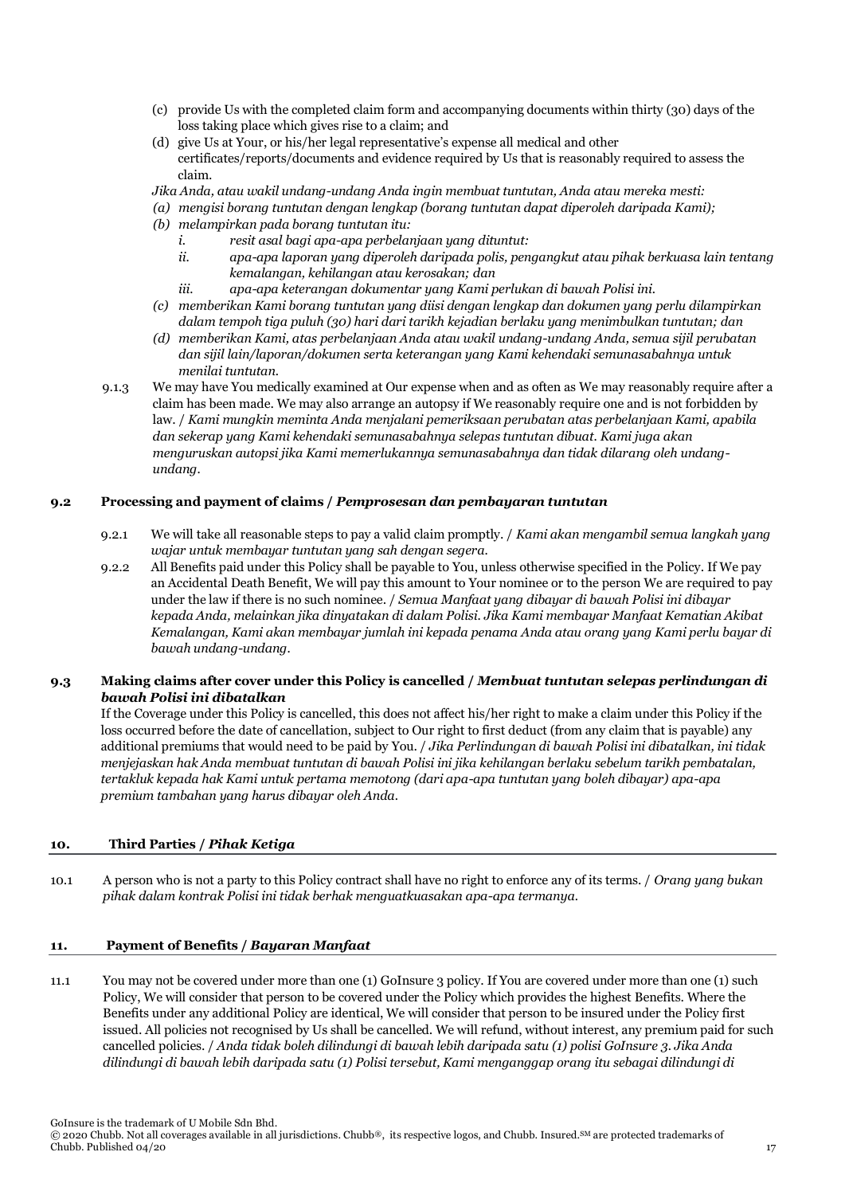(c) provide Us with the completed claim form and accompanying documents within thirty (30) days of the loss taking place which gives rise to a claim; and

(d) give Us at Your, or his/her legal representative's expense all medical and other certificates/reports/documents and evidence required by Us that is reasonably required to assess the claim.

*Jika Anda, atau wakil undang-undang Anda ingin membuat tuntutan, Anda atau mereka mesti:*

*(a) mengisi borang tuntutan dengan lengkap (borang tuntutan dapat diperoleh daripada Kami);*

*(b) melampirkan pada borang tuntutan itu:*

*i. resit asal bagi apa-apa perbelanjaan yang dituntut:*

*ii. apa-apa laporan yang diperoleh daripada polis, pengangkut atau pihak berkuasa lain tentang kemalangan, kehilangan atau kerosakan; dan*

*iii. apa-apa keterangan dokumentar yang Kami perlukan di bawah Polisi ini.*

*(c) memberikan Kami borang tuntutan yang diisi dengan lengkap dan dokumen yang perlu dilampirkan dalam tempoh tiga puluh (30) hari dari tarikh kejadian berlaku yang menimbulkan tuntutan; dan*

*(d) memberikan Kami, atas perbelanjaan Anda atau wakil undang-undang Anda, semua sijil perubatan dan sijil lain/laporan/dokumen serta keterangan yang Kami kehendaki semunasabahnya untuk menilai tuntutan.*

9.1.3 We may have You medically examined at Our expense when and as often as We may reasonably require after a claim has been made. We may also arrange an autopsy if We reasonably require one and is not forbidden by law. / *Kami mungkin meminta Anda menjalani pemeriksaan perubatan atas perbelanjaan Kami, apabila dan sekerap yang Kami kehendaki semunasabahnya selepas tuntutan dibuat. Kami juga akan menguruskan autopsi jika Kami memerlukannya semunasabahnya dan tidak dilarang oleh undang-undang.*

### 9.2 Processing and payment of claims / *Pemprosesan dan pembayaran tuntutan*

9.2.1 We will take all reasonable steps to pay a valid claim promptly. / *Kami akan mengambil semua langkah yang wajar untuk membayar tuntutan yang sah dengan segera.*

9.2.2 All Benefits paid under this Policy shall be payable to You, unless otherwise specified in the Policy. If We pay an Accidental Death Benefit, We will pay this amount to Your nominee or to the person We are required to pay under the law if there is no such nominee. / *Semua Manfaat yang dibayar di bawah Polisi ini dibayar kepada Anda, melainkan jika dinyatakan di dalam Polisi. Jika Kami membayar Manfaat Kematian Akibat Kemalangan, Kami akan membayar jumlah ini kepada penama Anda atau orang yang Kami perlu bayar di bawah undang-undang.*

### 9.3 Making claims after cover under this Policy is cancelled / *Membuat tuntutan selepas perlindungan di bawah Polisi ini dibatalkan*

If the Coverage under this Policy is cancelled, this does not affect his/her right to make a claim under this Policy if the loss occurred before the date of cancellation, subject to Our right to first deduct (from any claim that is payable) any additional premiums that would need to be paid by You. / *Jika Perlindungan di bawah Polisi ini dibatalkan, ini tidak menjejaskan hak Anda membuat tuntutan di bawah Polisi ini jika kehilangan berlaku sebelum tarikh pembatalan, tertakluk kepada hak Kami untuk pertama memotong (dari apa-apa tuntutan yang boleh dibayar) apa-apa premium tambahan yang harus dibayar oleh Anda.*

## 10. Third Parties / *Pihak Ketiga*

10.1 A person who is not a party to this Policy contract shall have no right to enforce any of its terms. / *Orang yang bukan pihak dalam kontrak Polisi ini tidak berhak menguatkuasakan apa-apa termanya.*

## 11. Payment of Benefits / *Bayaran Manfaat*

11.1 You may not be covered under more than one (1) GoInsure 3 policy. If You are covered under more than one (1) such Policy, We will consider that person to be covered under the Policy which provides the highest Benefits. Where the Benefits under any additional Policy are identical, We will consider that person to be insured under the Policy first issued. All policies not recognised by Us shall be cancelled. We will refund, without interest, any premium paid for such cancelled policies. / *Anda tidak boleh dilindungi di bawah lebih daripada satu (1) polisi GoInsure 3. Jika Anda dilindungi di bawah lebih daripada satu (1) Polisi tersebut, Kami menganggap orang itu sebagai dilindungi di*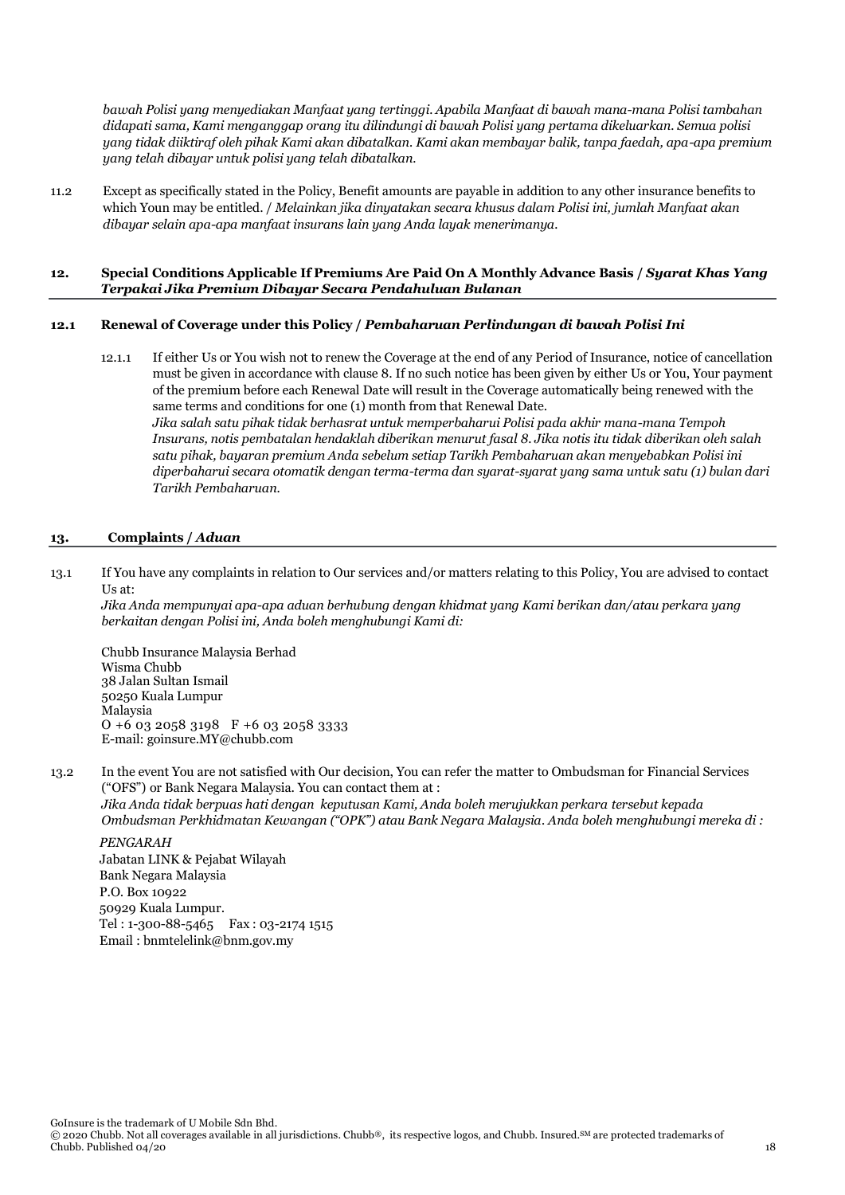*bawah Polisi yang menyediakan Manfaat yang tertinggi. Apabila Manfaat di bawah mana-mana Polisi tambahan didapati sama, Kami menganggap orang itu dilindungi di bawah Polisi yang pertama dikeluarkan. Semua polisi yang tidak diiktiraf oleh pihak Kami akan dibatalkan. Kami akan membayar balik, tanpa faedah, apa-apa premium yang telah dibayar untuk polisi yang telah dibatalkan.*

11.2 Except as specifically stated in the Policy, Benefit amounts are payable in addition to any other insurance benefits to which Youn may be entitled. / *Melainkan jika dinyatakan secara khusus dalam Polisi ini, jumlah Manfaat akan dibayar selain apa-apa manfaat insurans lain yang Anda layak menerimanya.*

## 12. Special Conditions Applicable If Premiums Are Paid On A Monthly Advance Basis / *Syarat Khas Yang Terpakai Jika Premium Dibayar Secara Pendahuluan Bulanan*

### 12.1 Renewal of Coverage under this Policy / *Pembaharuan Perlindungan di bawah Polisi Ini*

12.1.1 If either Us or You wish not to renew the Coverage at the end of any Period of Insurance, notice of cancellation must be given in accordance with clause 8. If no such notice has been given by either Us or You, Your payment of the premium before each Renewal Date will result in the Coverage automatically being renewed with the same terms and conditions for one (1) month from that Renewal Date.
*Jika salah satu pihak tidak berhasrat untuk memperbaharui Polisi pada akhir mana-mana Tempoh Insurans, notis pembatalan hendaklah diberikan menurut fasal 8. Jika notis itu tidak diberikan oleh salah satu pihak, bayaran premium Anda sebelum setiap Tarikh Pembaharuan akan menyebabkan Polisi ini diperbaharui secara otomatik dengan terma-terma dan syarat-syarat yang sama untuk satu (1) bulan dari Tarikh Pembaharuan.*

## 13. Complaints / *Aduan*

13.1 If You have any complaints in relation to Our services and/or matters relating to this Policy, You are advised to contact Us at:
*Jika Anda mempunyai apa-apa aduan berhubung dengan khidmat yang Kami berikan dan/atau perkara yang berkaitan dengan Polisi ini, Anda boleh menghubungi Kami di:*

Chubb Insurance Malaysia Berhad
Wisma Chubb
38 Jalan Sultan Ismail
50250 Kuala Lumpur
Malaysia
O +6 03 2058 3198 F +6 03 2058 3333
E-mail: goinsure.MY@chubb.com

13.2 In the event You are not satisfied with Our decision, You can refer the matter to Ombudsman for Financial Services ("OFS") or Bank Negara Malaysia. You can contact them at :
*Jika Anda tidak berpuas hati dengan keputusan Kami, Anda boleh merujukkan perkara tersebut kepada Ombudsman Perkhidmatan Kewangan ("OPK") atau Bank Negara Malaysia. Anda boleh menghubungi mereka di :*

*PENGARAH*
Jabatan LINK & Pejabat Wilayah
Bank Negara Malaysia
P.O. Box 10922
50929 Kuala Lumpur.
Tel : 1-300-88-5465 Fax : 03-2174 1515
Email : bnmtelelink@bnm.gov.my

GoInsure is the trademark of U Mobile Sdn Bhd.
© 2020 Chubb. Not all coverages available in all jurisdictions. Chubb®, its respective logos, and Chubb. Insured.℠ are protected trademarks of Chubb. Published 04/20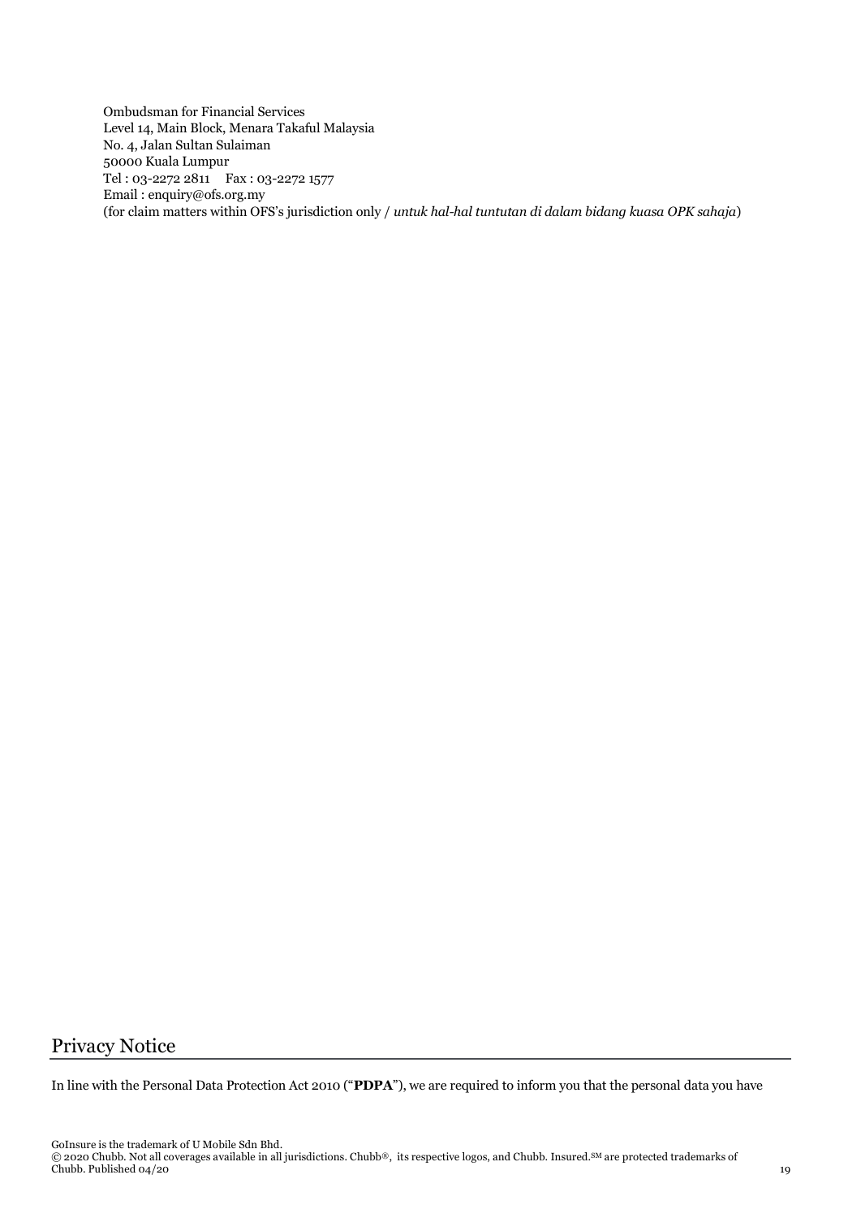Ombudsman for Financial Services
Level 14, Main Block, Menara Takaful Malaysia
No. 4, Jalan Sultan Sulaiman
50000 Kuala Lumpur
Tel : 03-2272 2811 Fax : 03-2272 1577
Email : enquiry@ofs.org.my
(for claim matters within OFS's jurisdiction only / *untuk hal-hal tuntutan di dalam bidang kuasa OPK sahaja*)

## Privacy Notice

In line with the Personal Data Protection Act 2010 ("**PDPA**"), we are required to inform you that the personal data you have

GoInsure is the trademark of U Mobile Sdn Bhd.
© 2020 Chubb. Not all coverages available in all jurisdictions. Chubb®, its respective logos, and Chubb. Insured.SM are protected trademarks of Chubb. Published 04/20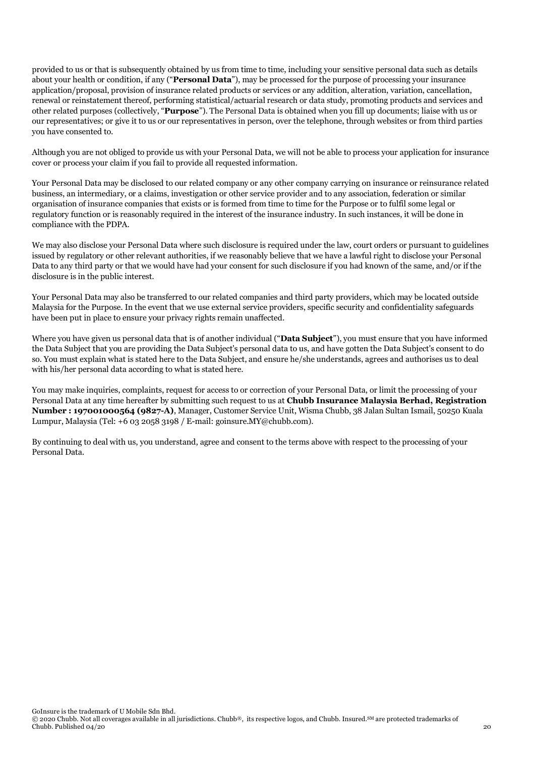provided to us or that is subsequently obtained by us from time to time, including your sensitive personal data such as details about your health or condition, if any ("**Personal Data**"), may be processed for the purpose of processing your insurance application/proposal, provision of insurance related products or services or any addition, alteration, variation, cancellation, renewal or reinstatement thereof, performing statistical/actuarial research or data study, promoting products and services and other related purposes (collectively, "**Purpose**"). The Personal Data is obtained when you fill up documents; liaise with us or our representatives; or give it to us or our representatives in person, over the telephone, through websites or from third parties you have consented to.

Although you are not obliged to provide us with your Personal Data, we will not be able to process your application for insurance cover or process your claim if you fail to provide all requested information.

Your Personal Data may be disclosed to our related company or any other company carrying on insurance or reinsurance related business, an intermediary, or a claims, investigation or other service provider and to any association, federation or similar organisation of insurance companies that exists or is formed from time to time for the Purpose or to fulfil some legal or regulatory function or is reasonably required in the interest of the insurance industry. In such instances, it will be done in compliance with the PDPA.

We may also disclose your Personal Data where such disclosure is required under the law, court orders or pursuant to guidelines issued by regulatory or other relevant authorities, if we reasonably believe that we have a lawful right to disclose your Personal Data to any third party or that we would have had your consent for such disclosure if you had known of the same, and/or if the disclosure is in the public interest.

Your Personal Data may also be transferred to our related companies and third party providers, which may be located outside Malaysia for the Purpose. In the event that we use external service providers, specific security and confidentiality safeguards have been put in place to ensure your privacy rights remain unaffected.

Where you have given us personal data that is of another individual ("**Data Subject**"), you must ensure that you have informed the Data Subject that you are providing the Data Subject's personal data to us, and have gotten the Data Subject's consent to do so. You must explain what is stated here to the Data Subject, and ensure he/she understands, agrees and authorises us to deal with his/her personal data according to what is stated here.

You may make inquiries, complaints, request for access to or correction of your Personal Data, or limit the processing of your Personal Data at any time hereafter by submitting such request to us at **Chubb Insurance Malaysia Berhad, Registration Number : 197001000564 (9827-A)**, Manager, Customer Service Unit, Wisma Chubb, 38 Jalan Sultan Ismail, 50250 Kuala Lumpur, Malaysia (Tel: +6 03 2058 3198 / E-mail: goinsure.MY@chubb.com).

By continuing to deal with us, you understand, agree and consent to the terms above with respect to the processing of your Personal Data.

GoInsure is the trademark of U Mobile Sdn Bhd.
© 2020 Chubb. Not all coverages available in all jurisdictions. Chubb®, its respective logos, and Chubb. Insured.SM are protected trademarks of Chubb. Published 04/20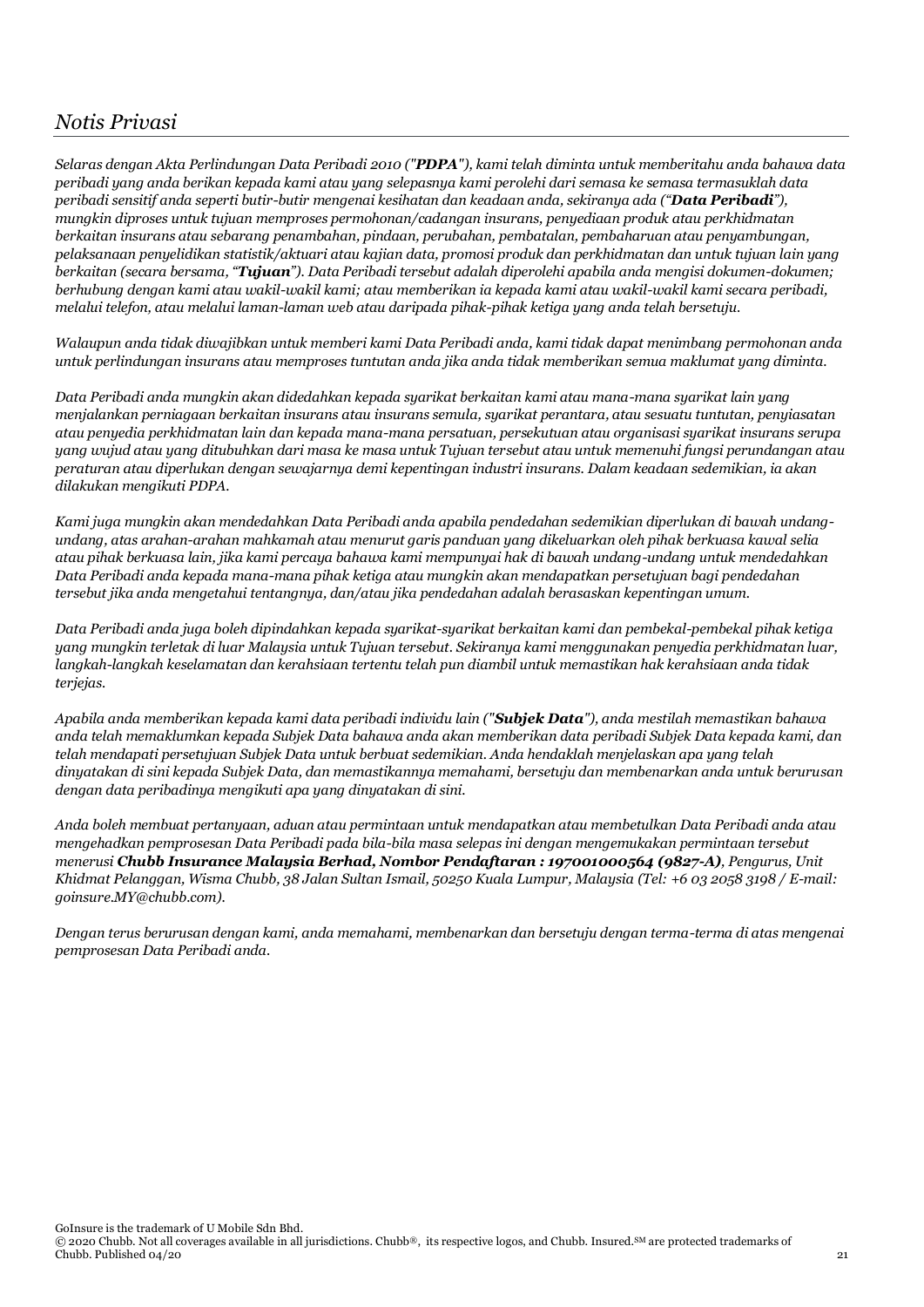# *Notis Privasi*

*Selaras dengan Akta Perlindungan Data Peribadi 2010 ("**PDPA**"), kami telah diminta untuk memberitahu anda bahawa data peribadi yang anda berikan kepada kami atau yang selepasnya kami perolehi dari semasa ke semasa termasuklah data peribadi sensitif anda seperti butir-butir mengenai kesihatan dan keadaan anda, sekiranya ada ("**Data Peribadi**"), mungkin diproses untuk tujuan memproses permohonan/cadangan insurans, penyediaan produk atau perkhidmatan berkaitan insurans atau sebarang penambahan, pindaan, perubahan, pembatalan, pembaharuan atau penyambungan, pelaksanaan penyelidikan statistik/aktuari atau kajian data, promosi produk dan perkhidmatan dan untuk tujuan lain yang berkaitan (secara bersama, "**Tujuan**"). Data Peribadi tersebut adalah diperolehi apabila anda mengisi dokumen-dokumen; berhubung dengan kami atau wakil-wakil kami; atau memberikan ia kepada kami atau wakil-wakil kami secara peribadi, melalui telefon, atau melalui laman-laman web atau daripada pihak-pihak ketiga yang anda telah bersetuju.*

*Walaupun anda tidak diwajibkan untuk memberi kami Data Peribadi anda, kami tidak dapat menimbang permohonan anda untuk perlindungan insurans atau memproses tuntutan anda jika anda tidak memberikan semua maklumat yang diminta.*

*Data Peribadi anda mungkin akan didedahkan kepada syarikat berkaitan kami atau mana-mana syarikat lain yang menjalankan perniagaan berkaitan insurans atau insurans semula, syarikat perantara, atau sesuatu tuntutan, penyiasatan atau penyedia perkhidmatan lain dan kepada mana-mana persatuan, persekutuan atau organisasi syarikat insurans serupa yang wujud atau yang ditubuhkan dari masa ke masa untuk Tujuan tersebut atau untuk memenuhi fungsi perundangan atau peraturan atau diperlukan dengan sewajarnya demi kepentingan industri insurans. Dalam keadaan sedemikian, ia akan dilakukan mengikuti PDPA.*

*Kami juga mungkin akan mendedahkan Data Peribadi anda apabila pendedahan sedemikian diperlukan di bawah undang-undang, atas arahan-arahan mahkamah atau menurut garis panduan yang dikeluarkan oleh pihak berkuasa kawal selia atau pihak berkuasa lain, jika kami percaya bahawa kami mempunyai hak di bawah undang-undang untuk mendedahkan Data Peribadi anda kepada mana-mana pihak ketiga atau mungkin akan mendapatkan persetujuan bagi pendedahan tersebut jika anda mengetahui tentangnya, dan/atau jika pendedahan adalah berasaskan kepentingan umum.*

*Data Peribadi anda juga boleh dipindahkan kepada syarikat-syarikat berkaitan kami dan pembekal-pembekal pihak ketiga yang mungkin terletak di luar Malaysia untuk Tujuan tersebut. Sekiranya kami menggunakan penyedia perkhidmatan luar, langkah-langkah keselamatan dan kerahsiaan tertentu telah pun diambil untuk memastikan hak kerahsiaan anda tidak terjejas.*

*Apabila anda memberikan kepada kami data peribadi individu lain ("**Subjek Data**"), anda mestilah memastikan bahawa anda telah memaklumkan kepada Subjek Data bahawa anda akan memberikan data peribadi Subjek Data kepada kami, dan telah mendapati persetujuan Subjek Data untuk berbuat sedemikian. Anda hendaklah menjelaskan apa yang telah dinyatakan di sini kepada Subjek Data, dan memastikannya memahami, bersetuju dan membenarkan anda untuk berurusan dengan data peribadinya mengikuti apa yang dinyatakan di sini.*

*Anda boleh membuat pertanyaan, aduan atau permintaan untuk mendapatkan atau membetulkan Data Peribadi anda atau mengehadkan pemprosesan Data Peribadi pada bila-bila masa selepas ini dengan mengemukakan permintaan tersebut menerusi **Chubb Insurance Malaysia Berhad, Nombor Pendaftaran : 197001000564 (9827-A)**, Pengurus, Unit Khidmat Pelanggan, Wisma Chubb, 38 Jalan Sultan Ismail, 50250 Kuala Lumpur, Malaysia (Tel: +6 03 2058 3198 / E-mail: goinsure.MY@chubb.com).*

*Dengan terus berurusan dengan kami, anda memahami, membenarkan dan bersetuju dengan terma-terma di atas mengenai pemprosesan Data Peribadi anda.*

GoInsure is the trademark of U Mobile Sdn Bhd.
© 2020 Chubb. Not all coverages available in all jurisdictions. Chubb®, its respective logos, and Chubb. Insured.℠ are protected trademarks of Chubb. Published 04/20